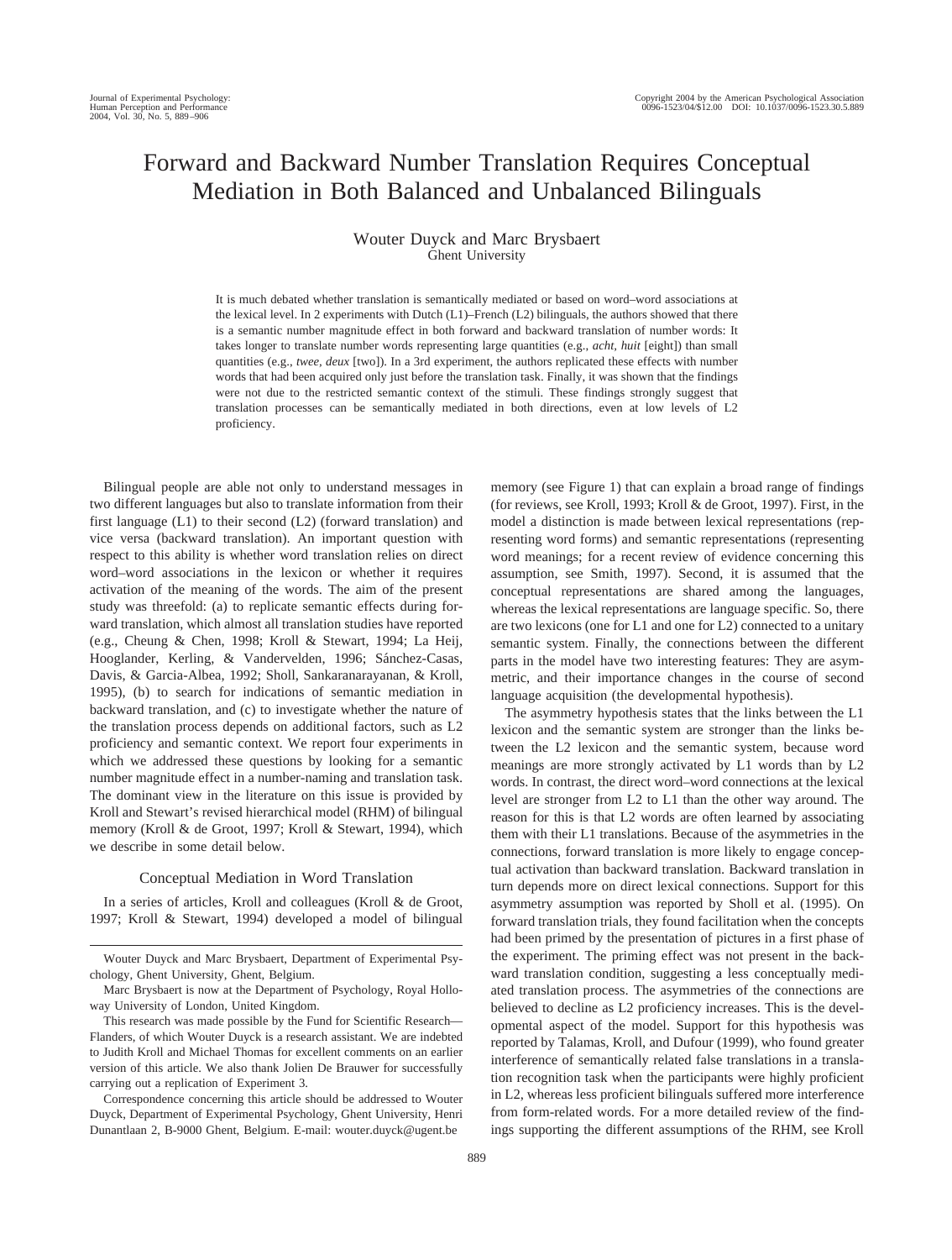# Forward and Backward Number Translation Requires Conceptual Mediation in Both Balanced and Unbalanced Bilinguals

Wouter Duyck and Marc Brysbaert
Ghent University

It is much debated whether translation is semantically mediated or based on word–word associations at the lexical level. In 2 experiments with Dutch (L1)–French (L2) bilinguals, the authors showed that there is a semantic number magnitude effect in both forward and backward translation of number words: It takes longer to translate number words representing large quantities (e.g., *acht, huit* [eight]) than small quantities (e.g., *twee, deux* [two]). In a 3rd experiment, the authors replicated these effects with number words that had been acquired only just before the translation task. Finally, it was shown that the findings were not due to the restricted semantic context of the stimuli. These findings strongly suggest that translation processes can be semantically mediated in both directions, even at low levels of L2 proficiency.

Bilingual people are able not only to understand messages in two different languages but also to translate information from their first language (L1) to their second (L2) (forward translation) and vice versa (backward translation). An important question with respect to this ability is whether word translation relies on direct word–word associations in the lexicon or whether it requires activation of the meaning of the words. The aim of the present study was threefold: (a) to replicate semantic effects during forward translation, which almost all translation studies have reported (e.g., Cheung & Chen, 1998; Kroll & Stewart, 1994; La Heij, Hooglander, Kerling, & Vandervelden, 1996; Sánchez-Casas, Davis, & Garcia-Albea, 1992; Sholl, Sankaranarayanan, & Kroll, 1995), (b) to search for indications of semantic mediation in backward translation, and (c) to investigate whether the nature of the translation process depends on additional factors, such as L2 proficiency and semantic context. We report four experiments in which we addressed these questions by looking for a semantic number magnitude effect in a number-naming and translation task. The dominant view in the literature on this issue is provided by Kroll and Stewart's revised hierarchical model (RHM) of bilingual memory (Kroll & de Groot, 1997; Kroll & Stewart, 1994), which we describe in some detail below.

## Conceptual Mediation in Word Translation

In a series of articles, Kroll and colleagues (Kroll & de Groot, 1997; Kroll & Stewart, 1994) developed a model of bilingual memory (see Figure 1) that can explain a broad range of findings (for reviews, see Kroll, 1993; Kroll & de Groot, 1997). First, in the model a distinction is made between lexical representations (representing word forms) and semantic representations (representing word meanings; for a recent review of evidence concerning this assumption, see Smith, 1997). Second, it is assumed that the conceptual representations are shared among the languages, whereas the lexical representations are language specific. So, there are two lexicons (one for L1 and one for L2) connected to a unitary semantic system. Finally, the connections between the different parts in the model have two interesting features: They are asymmetric, and their importance changes in the course of second language acquisition (the developmental hypothesis).

The asymmetry hypothesis states that the links between the L1 lexicon and the semantic system are stronger than the links between the L2 lexicon and the semantic system, because word meanings are more strongly activated by L1 words than by L2 words. In contrast, the direct word–word connections at the lexical level are stronger from L2 to L1 than the other way around. The reason for this is that L2 words are often learned by associating them with their L1 translations. Because of the asymmetries in the connections, forward translation is more likely to engage conceptual activation than backward translation. Backward translation in turn depends more on direct lexical connections. Support for this asymmetry assumption was reported by Sholl et al. (1995). On forward translation trials, they found facilitation when the concepts had been primed by the presentation of pictures in a first phase of the experiment. The priming effect was not present in the backward translation condition, suggesting a less conceptually mediated translation process. The asymmetries of the connections are believed to decline as L2 proficiency increases. This is the developmental aspect of the model. Support for this hypothesis was reported by Talamas, Kroll, and Dufour (1999), who found greater interference of semantically related false translations in a translation recognition task when the participants were highly proficient in L2, whereas less proficient bilinguals suffered more interference from form-related words. For a more detailed review of the findings supporting the different assumptions of the RHM, see Kroll

---

Wouter Duyck and Marc Brysbaert, Department of Experimental Psychology, Ghent University, Ghent, Belgium.

Marc Brysbaert is now at the Department of Psychology, Royal Holloway University of London, United Kingdom.

This research was made possible by the Fund for Scientific Research—Flanders, of which Wouter Duyck is a research assistant. We are indebted to Judith Kroll and Michael Thomas for excellent comments on an earlier version of this article. We also thank Jolien De Brauwer for successfully carrying out a replication of Experiment 3.

Correspondence concerning this article should be addressed to Wouter Duyck, Department of Experimental Psychology, Ghent University, Henri Dunantlaan 2, B-9000 Ghent, Belgium. E-mail: wouter.duyck@ugent.be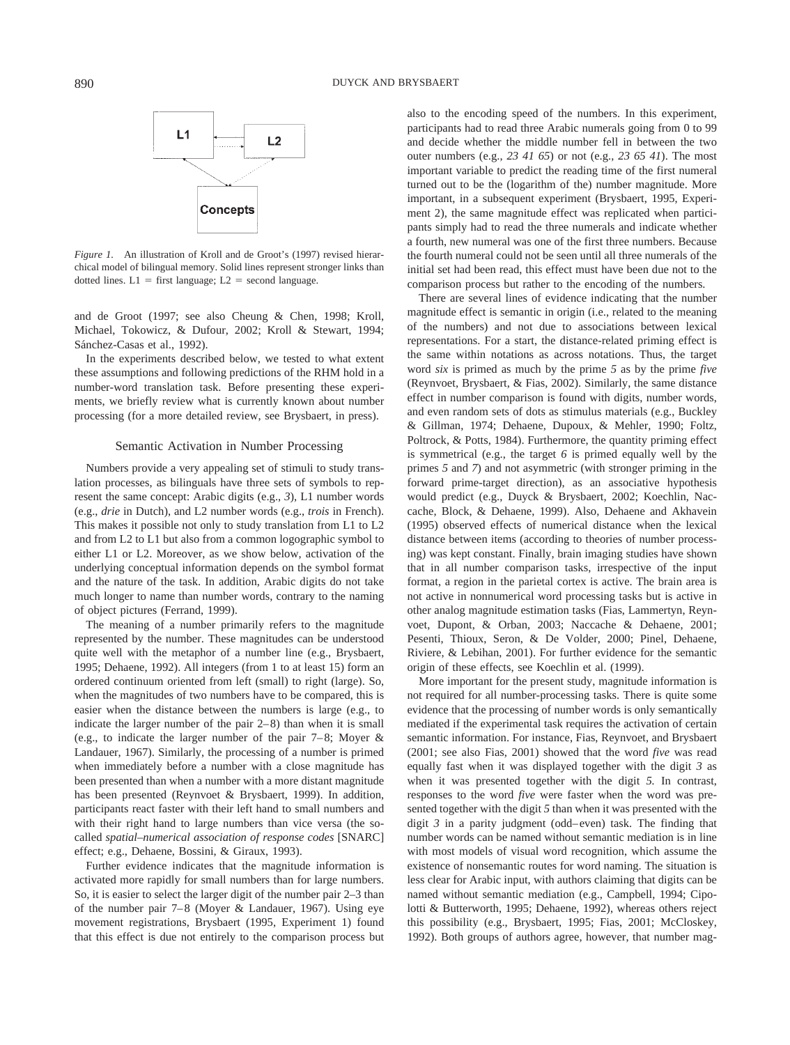*Figure 1.* An illustration of Kroll and de Groot's (1997) revised hierarchical model of bilingual memory. Solid lines represent stronger links than dotted lines. L1 = first language; L2 = second language.

and de Groot (1997; see also Cheung & Chen, 1998; Kroll, Michael, Tokowicz, & Dufour, 2002; Kroll & Stewart, 1994; Sánchez-Casas et al., 1992).

In the experiments described below, we tested to what extent these assumptions and following predictions of the RHM hold in a number-word translation task. Before presenting these experiments, we briefly review what is currently known about number processing (for a more detailed review, see Brysbaert, in press).

## Semantic Activation in Number Processing

Numbers provide a very appealing set of stimuli to study translation processes, as bilinguals have three sets of symbols to represent the same concept: Arabic digits (e.g., *3*), L1 number words (e.g., *drie* in Dutch), and L2 number words (e.g., *trois* in French). This makes it possible not only to study translation from L1 to L2 and from L2 to L1 but also from a common logographic symbol to either L1 or L2. Moreover, as we show below, activation of the underlying conceptual information depends on the symbol format and the nature of the task. In addition, Arabic digits do not take much longer to name than number words, contrary to the naming of object pictures (Ferrand, 1999).

The meaning of a number primarily refers to the magnitude represented by the number. These magnitudes can be understood quite well with the metaphor of a number line (e.g., Brysbaert, 1995; Dehaene, 1992). All integers (from 1 to at least 15) form an ordered continuum oriented from left (small) to right (large). So, when the magnitudes of two numbers have to be compared, this is easier when the distance between the numbers is large (e.g., to indicate the larger number of the pair 2–8) than when it is small (e.g., to indicate the larger number of the pair 7–8; Moyer & Landauer, 1967). Similarly, the processing of a number is primed when immediately before a number with a close magnitude has been presented than when a number with a more distant magnitude has been presented (Reynvoet & Brysbaert, 1999). In addition, participants react faster with their left hand to small numbers and with their right hand to large numbers than vice versa (the so-called *spatial–numerical association of response codes* [SNARC] effect; e.g., Dehaene, Bossini, & Giraux, 1993).

Further evidence indicates that the magnitude information is activated more rapidly for small numbers than for large numbers. So, it is easier to select the larger digit of the number pair 2–3 than of the number pair 7–8 (Moyer & Landauer, 1967). Using eye movement registrations, Brysbaert (1995, Experiment 1) found that this effect is due not entirely to the comparison process but also to the encoding speed of the numbers. In this experiment, participants had to read three Arabic numerals going from 0 to 99 and decide whether the middle number fell in between the two outer numbers (e.g., *23 41 65*) or not (e.g., *23 65 41*). The most important variable to predict the reading time of the first numeral turned out to be the (logarithm of the) number magnitude. More important, in a subsequent experiment (Brysbaert, 1995, Experiment 2), the same magnitude effect was replicated when participants simply had to read the three numerals and indicate whether a fourth, new numeral was one of the first three numbers. Because the fourth numeral could not be seen until all three numerals of the initial set had been read, this effect must have been due not to the comparison process but rather to the encoding of the numbers.

There are several lines of evidence indicating that the number magnitude effect is semantic in origin (i.e., related to the meaning of the numbers) and not due to associations between lexical representations. For a start, the distance-related priming effect is the same within notations as across notations. Thus, the target word *six* is primed as much by the prime *5* as by the prime *five* (Reynvoet, Brysbaert, & Fias, 2002). Similarly, the same distance effect in number comparison is found with digits, number words, and even random sets of dots as stimulus materials (e.g., Buckley & Gillman, 1974; Dehaene, Dupoux, & Mehler, 1990; Foltz, Poltrock, & Potts, 1984). Furthermore, the quantity priming effect is symmetrical (e.g., the target *6* is primed equally well by the primes *5* and *7*) and not asymmetric (with stronger priming in the forward prime-target direction), as an associative hypothesis would predict (e.g., Duyck & Brysbaert, 2002; Koechlin, Naccache, Block, & Dehaene, 1999). Also, Dehaene and Akhavein (1995) observed effects of numerical distance when the lexical distance between items (according to theories of number processing) was kept constant. Finally, brain imaging studies have shown that in all number comparison tasks, irrespective of the input format, a region in the parietal cortex is active. The brain area is not active in nonnumerical word processing tasks but is active in other analog magnitude estimation tasks (Fias, Lammertyn, Reynvoet, Dupont, & Orban, 2003; Naccache & Dehaene, 2001; Pesenti, Thioux, Seron, & De Volder, 2000; Pinel, Dehaene, Riviere, & Lebihan, 2001). For further evidence for the semantic origin of these effects, see Koechlin et al. (1999).

More important for the present study, magnitude information is not required for all number-processing tasks. There is quite some evidence that the processing of number words is only semantically mediated if the experimental task requires the activation of certain semantic information. For instance, Fias, Reynvoet, and Brysbaert (2001; see also Fias, 2001) showed that the word *five* was read equally fast when it was displayed together with the digit *3* as when it was presented together with the digit *5.* In contrast, responses to the word *five* were faster when the word was presented together with the digit *5* than when it was presented with the digit *3* in a parity judgment (odd–even) task. The finding that number words can be named without semantic mediation is in line with most models of visual word recognition, which assume the existence of nonsemantic routes for word naming. The situation is less clear for Arabic input, with authors claiming that digits can be named without semantic mediation (e.g., Campbell, 1994; Cipolotti & Butterworth, 1995; Dehaene, 1992), whereas others reject this possibility (e.g., Brysbaert, 1995; Fias, 2001; McCloskey, 1992). Both groups of authors agree, however, that number mag-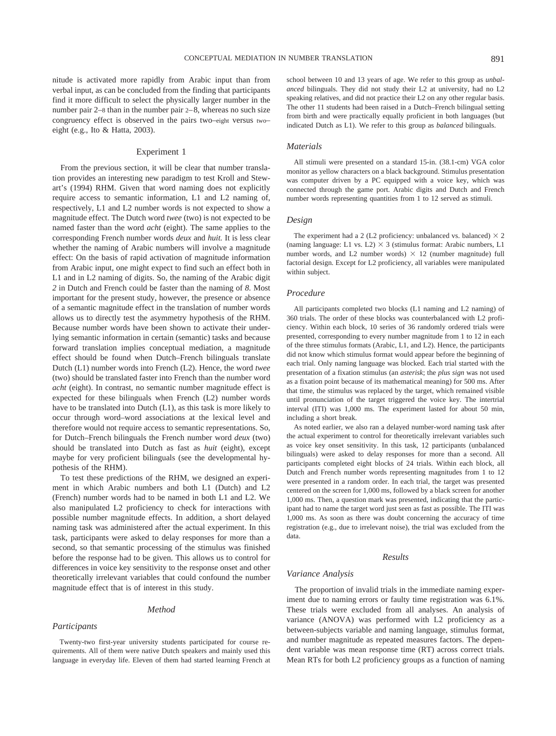nitude is activated more rapidly from Arabic input than from verbal input, as can be concluded from the finding that participants find it more difficult to select the physically larger number in the number pair 2–8 than in the number pair 2–8, whereas no such size congruency effect is observed in the pairs two–eight versus two–eight (e.g., Ito & Hatta, 2003).

## Experiment 1

From the previous section, it will be clear that number translation provides an interesting new paradigm to test Kroll and Stewart's (1994) RHM. Given that word naming does not explicitly require access to semantic information, L1 and L2 naming of, respectively, L1 and L2 number words is not expected to show a magnitude effect. The Dutch word *twee* (two) is not expected to be named faster than the word *acht* (eight). The same applies to the corresponding French number words *deux* and *huit.* It is less clear whether the naming of Arabic numbers will involve a magnitude effect: On the basis of rapid activation of magnitude information from Arabic input, one might expect to find such an effect both in L1 and in L2 naming of digits. So, the naming of the Arabic digit *2* in Dutch and French could be faster than the naming of *8.* Most important for the present study, however, the presence or absence of a semantic magnitude effect in the translation of number words allows us to directly test the asymmetry hypothesis of the RHM. Because number words have been shown to activate their underlying semantic information in certain (semantic) tasks and because forward translation implies conceptual mediation, a magnitude effect should be found when Dutch–French bilinguals translate Dutch (L1) number words into French (L2). Hence, the word *twee* (two) should be translated faster into French than the number word *acht* (eight). In contrast, no semantic number magnitude effect is expected for these bilinguals when French (L2) number words have to be translated into Dutch (L1), as this task is more likely to occur through word–word associations at the lexical level and therefore would not require access to semantic representations. So, for Dutch–French bilinguals the French number word *deux* (two) should be translated into Dutch as fast as *huit* (eight), except maybe for very proficient bilinguals (see the developmental hypothesis of the RHM).

To test these predictions of the RHM, we designed an experiment in which Arabic numbers and both L1 (Dutch) and L2 (French) number words had to be named in both L1 and L2. We also manipulated L2 proficiency to check for interactions with possible number magnitude effects. In addition, a short delayed naming task was administered after the actual experiment. In this task, participants were asked to delay responses for more than a second, so that semantic processing of the stimulus was finished before the response had to be given. This allows us to control for differences in voice key sensitivity to the response onset and other theoretically irrelevant variables that could confound the number magnitude effect that is of interest in this study.

### Method

#### Participants

Twenty-two first-year university students participated for course requirements. All of them were native Dutch speakers and mainly used this language in everyday life. Eleven of them had started learning French at school between 10 and 13 years of age. We refer to this group as *unbalanced* bilinguals. They did not study their L2 at university, had no L2 speaking relatives, and did not practice their L2 on any other regular basis. The other 11 students had been raised in a Dutch–French bilingual setting from birth and were practically equally proficient in both languages (but indicated Dutch as L1). We refer to this group as *balanced* bilinguals.

#### Materials

All stimuli were presented on a standard 15-in. (38.1-cm) VGA color monitor as yellow characters on a black background. Stimulus presentation was computer driven by a PC equipped with a voice key, which was connected through the game port. Arabic digits and Dutch and French number words representing quantities from 1 to 12 served as stimuli.

#### Design

The experiment had a 2 (L2 proficiency: unbalanced vs. balanced) $\times$ 2 (naming language: L1 vs. L2) $\times$ 3 (stimulus format: Arabic numbers, L1 number words, and L2 number words) $\times$ 12 (number magnitude) full factorial design. Except for L2 proficiency, all variables were manipulated within subject.

#### Procedure

All participants completed two blocks (L1 naming and L2 naming) of 360 trials. The order of these blocks was counterbalanced with L2 proficiency. Within each block, 10 series of 36 randomly ordered trials were presented, corresponding to every number magnitude from 1 to 12 in each of the three stimulus formats (Arabic, L1, and L2). Hence, the participants did not know which stimulus format would appear before the beginning of each trial. Only naming language was blocked. Each trial started with the presentation of a fixation stimulus (an *asterisk*; the *plus sign* was not used as a fixation point because of its mathematical meaning) for 500 ms. After that time, the stimulus was replaced by the target, which remained visible until pronunciation of the target triggered the voice key. The intertrial interval (ITI) was 1,000 ms. The experiment lasted for about 50 min, including a short break.

As noted earlier, we also ran a delayed number-word naming task after the actual experiment to control for theoretically irrelevant variables such as voice key onset sensitivity. In this task, 12 participants (unbalanced bilinguals) were asked to delay responses for more than a second. All participants completed eight blocks of 24 trials. Within each block, all Dutch and French number words representing magnitudes from 1 to 12 were presented in a random order. In each trial, the target was presented centered on the screen for 1,000 ms, followed by a black screen for another 1,000 ms. Then, a question mark was presented, indicating that the participant had to name the target word just seen as fast as possible. The ITI was 1,000 ms. As soon as there was doubt concerning the accuracy of time registration (e.g., due to irrelevant noise), the trial was excluded from the data.

### Results

#### Variance Analysis

The proportion of invalid trials in the immediate naming experiment due to naming errors or faulty time registration was 6.1%. These trials were excluded from all analyses. An analysis of variance (ANOVA) was performed with L2 proficiency as a between-subjects variable and naming language, stimulus format, and number magnitude as repeated measures factors. The dependent variable was mean response time (RT) across correct trials. Mean RTs for both L2 proficiency groups as a function of naming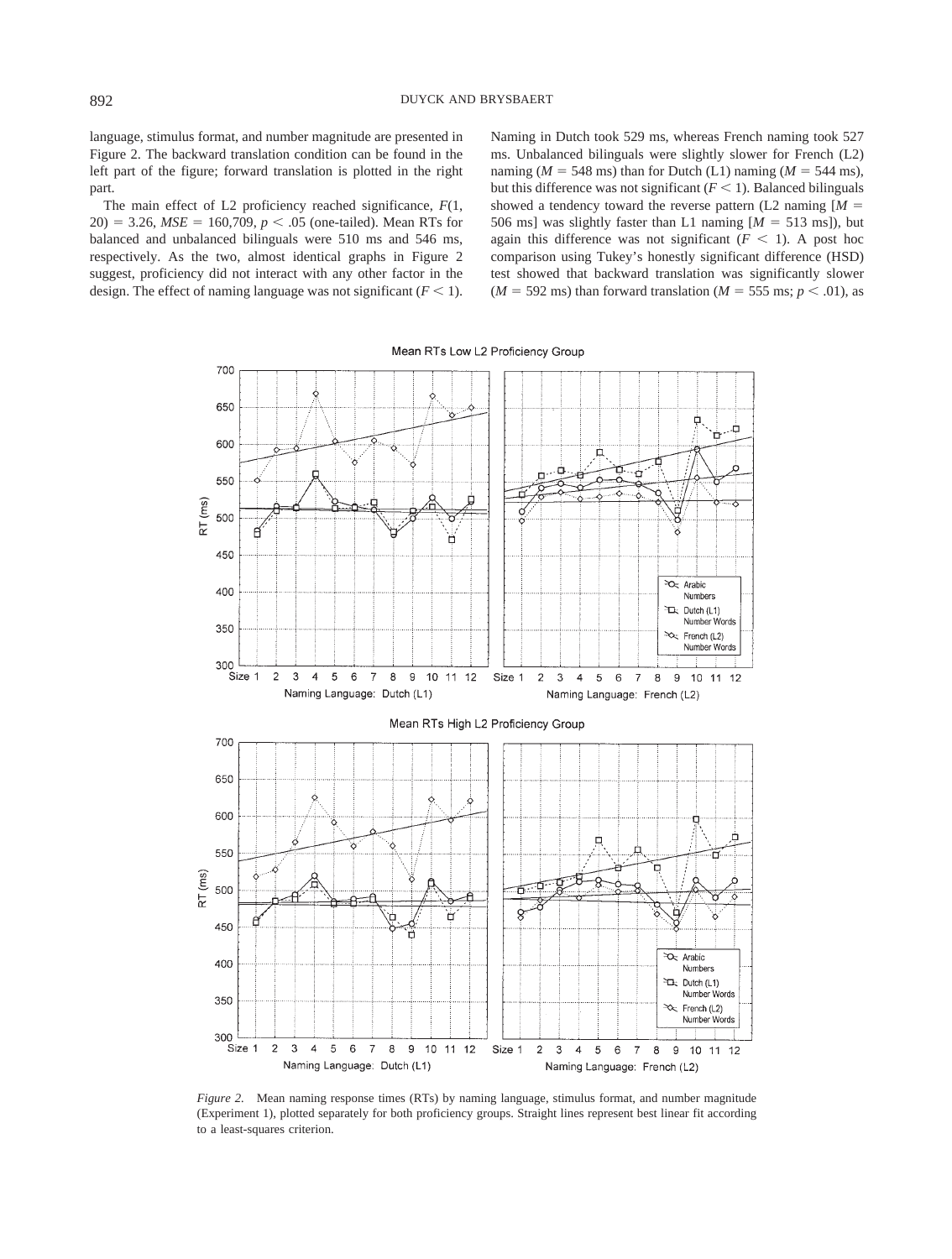language, stimulus format, and number magnitude are presented in Figure 2. The backward translation condition can be found in the left part of the figure; forward translation is plotted in the right part.

The main effect of L2 proficiency reached significance, $F(1, 20) = 3.26$, $MSE = 160{,}709$, $p < .05$ (one-tailed). Mean RTs for balanced and unbalanced bilinguals were 510 ms and 546 ms, respectively. As the two, almost identical graphs in Figure 2 suggest, proficiency did not interact with any other factor in the design. The effect of naming language was not significant ($F < 1$). Naming in Dutch took 529 ms, whereas French naming took 527 ms. Unbalanced bilinguals were slightly slower for French (L2) naming ($M = 548$ ms) than for Dutch (L1) naming ($M = 544$ ms), but this difference was not significant ($F < 1$). Balanced bilinguals showed a tendency toward the reverse pattern (L2 naming [$M = 506$ ms] was slightly faster than L1 naming [$M = 513$ ms]), but again this difference was not significant ($F < 1$). A post hoc comparison using Tukey's honestly significant difference (HSD) test showed that backward translation was significantly slower ($M = 592$ ms) than forward translation ($M = 555$ ms; $p < .01$), as

*Figure 2.* Mean naming response times (RTs) by naming language, stimulus format, and number magnitude (Experiment 1), plotted separately for both proficiency groups. Straight lines represent best linear fit according to a least-squares criterion.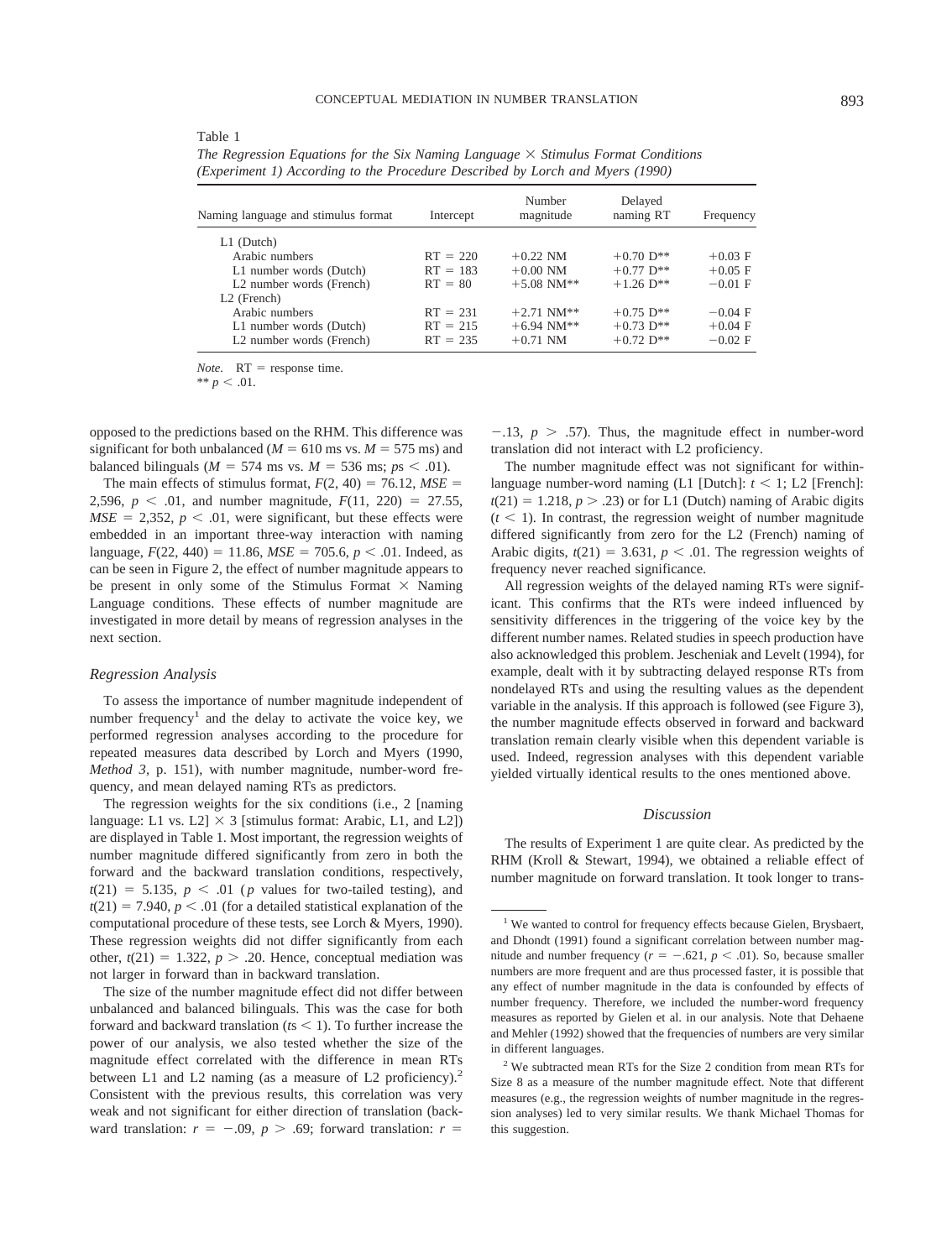Table 1

*The Regression Equations for the Six Naming Language × Stimulus Format Conditions (Experiment 1) According to the Procedure Described by Lorch and Myers (1990)*

| Naming language and stimulus format | Intercept | Number magnitude | Delayed naming RT | Frequency |
|---|---|---|---|---|
| L1 (Dutch) | | | | |
| Arabic numbers | RT = 220 | +0.22 NM | +0.70 D** | +0.03 F |
| L1 number words (Dutch) | RT = 183 | +0.00 NM | +0.77 D** | +0.05 F |
| L2 number words (French) | RT = 80 | +5.08 NM** | +1.26 D** | −0.01 F |
| L2 (French) | | | | |
| Arabic numbers | RT = 231 | +2.71 NM** | +0.75 D** | −0.04 F |
| L1 number words (Dutch) | RT = 215 | +6.94 NM** | +0.73 D** | +0.04 F |
| L2 number words (French) | RT = 235 | +0.71 NM | +0.72 D** | −0.02 F |

*Note.* RT = response time.
** $p < .01$.

opposed to the predictions based on the RHM. This difference was significant for both unbalanced ($M = 610$ ms vs. $M = 575$ ms) and balanced bilinguals ($M = 574$ ms vs. $M = 536$ ms; $ps < .01$).

The main effects of stimulus format, $F(2, 40) = 76.12$, $MSE = 2{,}596$, $p < .01$, and number magnitude, $F(11, 220) = 27.55$, $MSE = 2{,}352$, $p < .01$, were significant, but these effects were embedded in an important three-way interaction with naming language, $F(22, 440) = 11.86$, $MSE = 705.6$, $p < .01$. Indeed, as can be seen in Figure 2, the effect of number magnitude appears to be present in only some of the Stimulus Format × Naming Language conditions. These effects of number magnitude are investigated in more detail by means of regression analyses in the next section.

### *Regression Analysis*

To assess the importance of number magnitude independent of number frequency[1] and the delay to activate the voice key, we performed regression analyses according to the procedure for repeated measures data described by Lorch and Myers (1990, *Method 3*, p. 151), with number magnitude, number-word frequency, and mean delayed naming RTs as predictors.

The regression weights for the six conditions (i.e., 2 [naming language: L1 vs. L2] × 3 [stimulus format: Arabic, L1, and L2]) are displayed in Table 1. Most important, the regression weights of number magnitude differed significantly from zero in both the forward and the backward translation conditions, respectively, $t(21) = 5.135$, $p < .01$ ($p$ values for two-tailed testing), and $t(21) = 7.940$, $p < .01$ (for a detailed statistical explanation of the computational procedure of these tests, see Lorch & Myers, 1990). These regression weights did not differ significantly from each other, $t(21) = 1.322$, $p > .20$. Hence, conceptual mediation was not larger in forward than in backward translation.

The size of the number magnitude effect did not differ between unbalanced and balanced bilinguals. This was the case for both forward and backward translation ($ts < 1$). To further increase the power of our analysis, we also tested whether the size of the magnitude effect correlated with the difference in mean RTs between L1 and L2 naming (as a measure of L2 proficiency).[2] Consistent with the previous results, this correlation was very weak and not significant for either direction of translation (backward translation: $r = -.09$, $p > .69$; forward translation: $r = -.13$, $p > .57$). Thus, the magnitude effect in number-word translation did not interact with L2 proficiency.

The number magnitude effect was not significant for within-language number-word naming (L1 [Dutch]: $t < 1$; L2 [French]: $t(21) = 1.218$, $p > .23$) or for L1 (Dutch) naming of Arabic digits ($t < 1$). In contrast, the regression weight of number magnitude differed significantly from zero for the L2 (French) naming of Arabic digits, $t(21) = 3.631$, $p < .01$. The regression weights of frequency never reached significance.

All regression weights of the delayed naming RTs were significant. This confirms that the RTs were indeed influenced by sensitivity differences in the triggering of the voice key by the different number names. Related studies in speech production have also acknowledged this problem. Jescheniak and Levelt (1994), for example, dealt with it by subtracting delayed response RTs from nondelayed RTs and using the resulting values as the dependent variable in the analysis. If this approach is followed (see Figure 3), the number magnitude effects observed in forward and backward translation remain clearly visible when this dependent variable is used. Indeed, regression analyses with this dependent variable yielded virtually identical results to the ones mentioned above.

### *Discussion*

The results of Experiment 1 are quite clear. As predicted by the RHM (Kroll & Stewart, 1994), we obtained a reliable effect of number magnitude on forward translation. It took longer to trans-

[1] We wanted to control for frequency effects because Gielen, Brysbaert, and Dhondt (1991) found a significant correlation between number magnitude and number frequency ($r = -.621$, $p < .01$). So, because smaller numbers are more frequent and are thus processed faster, it is possible that any effect of number magnitude in the data is confounded by effects of number frequency. Therefore, we included the number-word frequency measures as reported by Gielen et al. in our analysis. Note that Dehaene and Mehler (1992) showed that the frequencies of numbers are very similar in different languages.

[2] We subtracted mean RTs for the Size 2 condition from mean RTs for Size 8 as a measure of the number magnitude effect. Note that different measures (e.g., the regression weights of number magnitude in the regression analyses) led to very similar results. We thank Michael Thomas for this suggestion.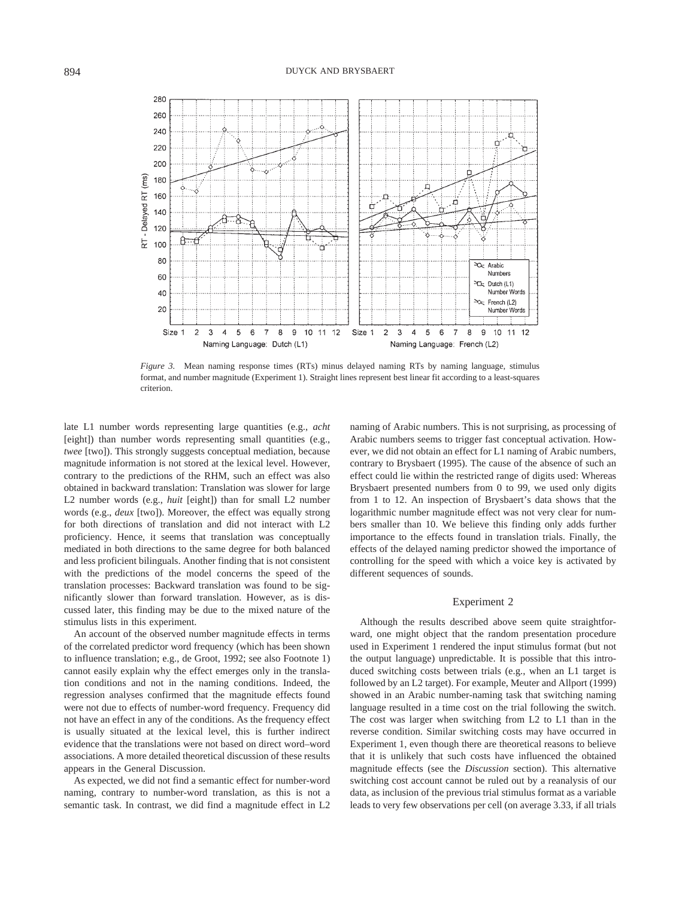*Figure 3.* Mean naming response times (RTs) minus delayed naming RTs by naming language, stimulus format, and number magnitude (Experiment 1). Straight lines represent best linear fit according to a least-squares criterion.

late L1 number words representing large quantities (e.g., *acht* [eight]) than number words representing small quantities (e.g., *twee* [two]). This strongly suggests conceptual mediation, because magnitude information is not stored at the lexical level. However, contrary to the predictions of the RHM, such an effect was also obtained in backward translation: Translation was slower for large L2 number words (e.g., *huit* [eight]) than for small L2 number words (e.g., *deux* [two]). Moreover, the effect was equally strong for both directions of translation and did not interact with L2 proficiency. Hence, it seems that translation was conceptually mediated in both directions to the same degree for both balanced and less proficient bilinguals. Another finding that is not consistent with the predictions of the model concerns the speed of the translation processes: Backward translation was found to be significantly slower than forward translation. However, as is discussed later, this finding may be due to the mixed nature of the stimulus lists in this experiment.

An account of the observed number magnitude effects in terms of the correlated predictor word frequency (which has been shown to influence translation; e.g., de Groot, 1992; see also Footnote 1) cannot easily explain why the effect emerges only in the translation conditions and not in the naming conditions. Indeed, the regression analyses confirmed that the magnitude effects found were not due to effects of number-word frequency. Frequency did not have an effect in any of the conditions. As the frequency effect is usually situated at the lexical level, this is further indirect evidence that the translations were not based on direct word–word associations. A more detailed theoretical discussion of these results appears in the General Discussion.

As expected, we did not find a semantic effect for number-word naming, contrary to number-word translation, as this is not a semantic task. In contrast, we did find a magnitude effect in L2 naming of Arabic numbers. This is not surprising, as processing of Arabic numbers seems to trigger fast conceptual activation. However, we did not obtain an effect for L1 naming of Arabic numbers, contrary to Brysbaert (1995). The cause of the absence of such an effect could lie within the restricted range of digits used: Whereas Brysbaert presented numbers from 0 to 99, we used only digits from 1 to 12. An inspection of Brysbaert's data shows that the logarithmic number magnitude effect was not very clear for numbers smaller than 10. We believe this finding only adds further importance to the effects found in translation trials. Finally, the effects of the delayed naming predictor showed the importance of controlling for the speed with which a voice key is activated by different sequences of sounds.

## Experiment 2

Although the results described above seem quite straightforward, one might object that the random presentation procedure used in Experiment 1 rendered the input stimulus format (but not the output language) unpredictable. It is possible that this introduced switching costs between trials (e.g., when an L1 target is followed by an L2 target). For example, Meuter and Allport (1999) showed in an Arabic number-naming task that switching naming language resulted in a time cost on the trial following the switch. The cost was larger when switching from L2 to L1 than in the reverse condition. Similar switching costs may have occurred in Experiment 1, even though there are theoretical reasons to believe that it is unlikely that such costs have influenced the obtained magnitude effects (see the *Discussion* section). This alternative switching cost account cannot be ruled out by a reanalysis of our data, as inclusion of the previous trial stimulus format as a variable leads to very few observations per cell (on average 3.33, if all trials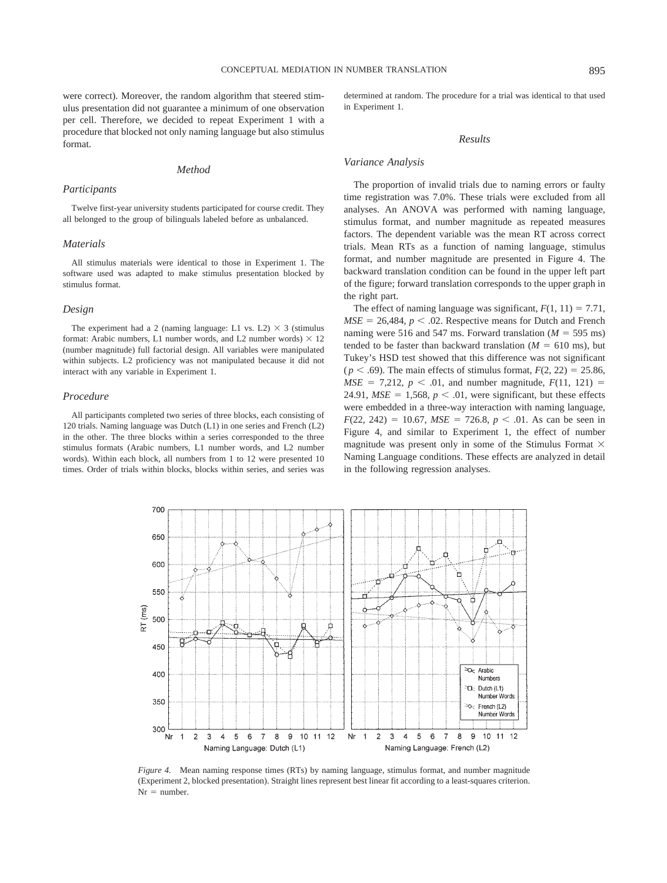were correct). Moreover, the random algorithm that steered stimulus presentation did not guarantee a minimum of one observation per cell. Therefore, we decided to repeat Experiment 1 with a procedure that blocked not only naming language but also stimulus format.

## Method

### Participants

Twelve first-year university students participated for course credit. They all belonged to the group of bilinguals labeled before as unbalanced.

### Materials

All stimulus materials were identical to those in Experiment 1. The software used was adapted to make stimulus presentation blocked by stimulus format.

### Design

The experiment had a 2 (naming language: L1 vs. L2) × 3 (stimulus format: Arabic numbers, L1 number words, and L2 number words) × 12 (number magnitude) full factorial design. All variables were manipulated within subjects. L2 proficiency was not manipulated because it did not interact with any variable in Experiment 1.

### Procedure

All participants completed two series of three blocks, each consisting of 120 trials. Naming language was Dutch (L1) in one series and French (L2) in the other. The three blocks within a series corresponded to the three stimulus formats (Arabic numbers, L1 number words, and L2 number words). Within each block, all numbers from 1 to 12 were presented 10 times. Order of trials within blocks, blocks within series, and series was determined at random. The procedure for a trial was identical to that used in Experiment 1.

## Results

### Variance Analysis

The proportion of invalid trials due to naming errors or faulty time registration was 7.0%. These trials were excluded from all analyses. An ANOVA was performed with naming language, stimulus format, and number magnitude as repeated measures factors. The dependent variable was the mean RT across correct trials. Mean RTs as a function of naming language, stimulus format, and number magnitude are presented in Figure 4. The backward translation condition can be found in the upper left part of the figure; forward translation corresponds to the upper graph in the right part.

The effect of naming language was significant, $F(1, 11) = 7.71$, $MSE = 26{,}484$, $p < .02$. Respective means for Dutch and French naming were 516 and 547 ms. Forward translation ($M = 595$ ms) tended to be faster than backward translation ($M = 610$ ms), but Tukey's HSD test showed that this difference was not significant ($p < .69$). The main effects of stimulus format, $F(2, 22) = 25.86$, $MSE = 7{,}212$, $p < .01$, and number magnitude, $F(11, 121) = 24.91$, $MSE = 1{,}568$, $p < .01$, were significant, but these effects were embedded in a three-way interaction with naming language, $F(22, 242) = 10.67$, $MSE = 726.8$, $p < .01$. As can be seen in Figure 4, and similar to Experiment 1, the effect of number magnitude was present only in some of the Stimulus Format × Naming Language conditions. These effects are analyzed in detail in the following regression analyses.

*Figure 4.* Mean naming response times (RTs) by naming language, stimulus format, and number magnitude (Experiment 2, blocked presentation). Straight lines represent best linear fit according to a least-squares criterion. Nr = number.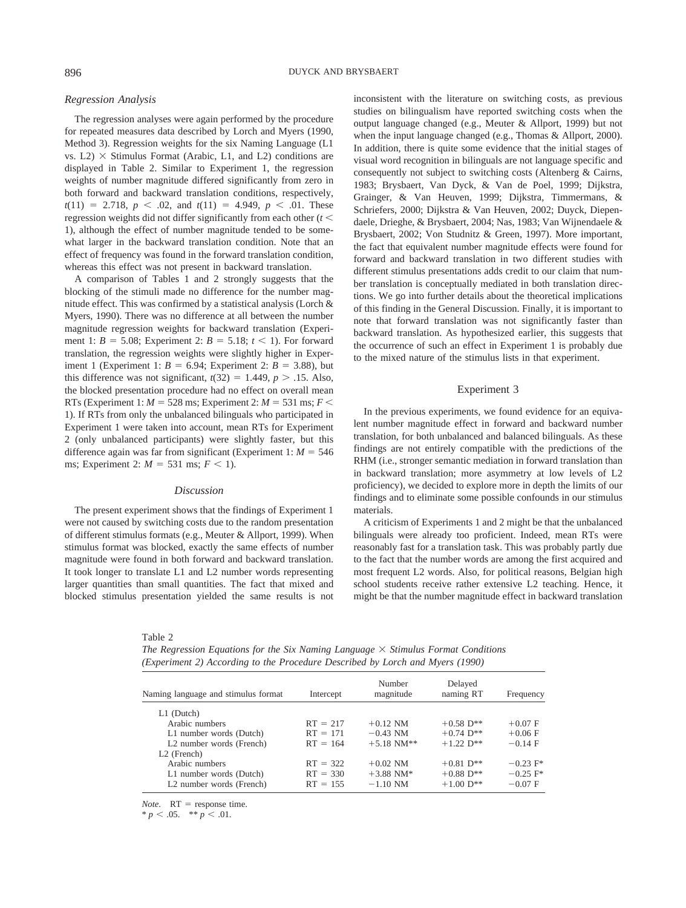### Regression Analysis

The regression analyses were again performed by the procedure for repeated measures data described by Lorch and Myers (1990, Method 3). Regression weights for the six Naming Language (L1 vs. L2) × Stimulus Format (Arabic, L1, and L2) conditions are displayed in Table 2. Similar to Experiment 1, the regression weights of number magnitude differed significantly from zero in both forward and backward translation conditions, respectively, $t(11) = 2.718$, $p < .02$, and $t(11) = 4.949$, $p < .01$. These regression weights did not differ significantly from each other ($t < 1$), although the effect of number magnitude tended to be somewhat larger in the backward translation condition. Note that an effect of frequency was found in the forward translation condition, whereas this effect was not present in backward translation.

A comparison of Tables 1 and 2 strongly suggests that the blocking of the stimuli made no difference for the number magnitude effect. This was confirmed by a statistical analysis (Lorch & Myers, 1990). There was no difference at all between the number magnitude regression weights for backward translation (Experiment 1: $B = 5.08$; Experiment 2: $B = 5.18$; $t < 1$). For forward translation, the regression weights were slightly higher in Experiment 1 (Experiment 1: $B = 6.94$; Experiment 2: $B = 3.88$), but this difference was not significant, $t(32) = 1.449$, $p > .15$. Also, the blocked presentation procedure had no effect on overall mean RTs (Experiment 1: $M = 528$ ms; Experiment 2: $M = 531$ ms; $F < 1$). If RTs from only the unbalanced bilinguals who participated in Experiment 1 were taken into account, mean RTs for Experiment 2 (only unbalanced participants) were slightly faster, but this difference again was far from significant (Experiment 1: $M = 546$ ms; Experiment 2: $M = 531$ ms; $F < 1$).

### Discussion

The present experiment shows that the findings of Experiment 1 were not caused by switching costs due to the random presentation of different stimulus formats (e.g., Meuter & Allport, 1999). When stimulus format was blocked, exactly the same effects of number magnitude were found in both forward and backward translation. It took longer to translate L1 and L2 number words representing larger quantities than small quantities. The fact that mixed and blocked stimulus presentation yielded the same results is not inconsistent with the literature on switching costs, as previous studies on bilingualism have reported switching costs when the output language changed (e.g., Meuter & Allport, 1999) but not when the input language changed (e.g., Thomas & Allport, 2000). In addition, there is quite some evidence that the initial stages of visual word recognition in bilinguals are not language specific and consequently not subject to switching costs (Altenberg & Cairns, 1983; Brysbaert, Van Dyck, & Van de Poel, 1999; Dijkstra, Grainger, & Van Heuven, 1999; Dijkstra, Timmermans, & Schriefers, 2000; Dijkstra & Van Heuven, 2002; Duyck, Diependaele, Drieghe, & Brysbaert, 2004; Nas, 1983; Van Wijnendaele & Brysbaert, 2002; Von Studnitz & Green, 1997). More important, the fact that equivalent number magnitude effects were found for forward and backward translation in two different studies with different stimulus presentations adds credit to our claim that number translation is conceptually mediated in both translation directions. We go into further details about the theoretical implications of this finding in the General Discussion. Finally, it is important to note that forward translation was not significantly faster than backward translation. As hypothesized earlier, this suggests that the occurrence of such an effect in Experiment 1 is probably due to the mixed nature of the stimulus lists in that experiment.

## Experiment 3

In the previous experiments, we found evidence for an equivalent number magnitude effect in forward and backward number translation, for both unbalanced and balanced bilinguals. As these findings are not entirely compatible with the predictions of the RHM (i.e., stronger semantic mediation in forward translation than in backward translation; more asymmetry at low levels of L2 proficiency), we decided to explore more in depth the limits of our findings and to eliminate some possible confounds in our stimulus materials.

A criticism of Experiments 1 and 2 might be that the unbalanced bilinguals were already too proficient. Indeed, mean RTs were reasonably fast for a translation task. This was probably partly due to the fact that the number words are among the first acquired and most frequent L2 words. Also, for political reasons, Belgian high school students receive rather extensive L2 teaching. Hence, it might be that the number magnitude effect in backward translation

Table 2
*The Regression Equations for the Six Naming Language × Stimulus Format Conditions (Experiment 2) According to the Procedure Described by Lorch and Myers (1990)*

| Naming language and stimulus format | Intercept | Number magnitude | Delayed naming RT | Frequency |
|---|---|---|---|---|
| L1 (Dutch) | | | | |
| Arabic numbers | RT = 217 | +0.12 NM | +0.58 D** | +0.07 F |
| L1 number words (Dutch) | RT = 171 | −0.43 NM | +0.74 D** | +0.06 F |
| L2 number words (French) | RT = 164 | +5.18 NM** | +1.22 D** | −0.14 F |
| L2 (French) | | | | |
| Arabic numbers | RT = 322 | +0.02 NM | +0.81 D** | −0.23 F* |
| L1 number words (Dutch) | RT = 330 | +3.88 NM* | +0.88 D** | −0.25 F* |
| L2 number words (French) | RT = 155 | −1.10 NM | +1.00 D** | −0.07 F |

*Note.* RT = response time.
* $p < .05$. ** $p < .01$.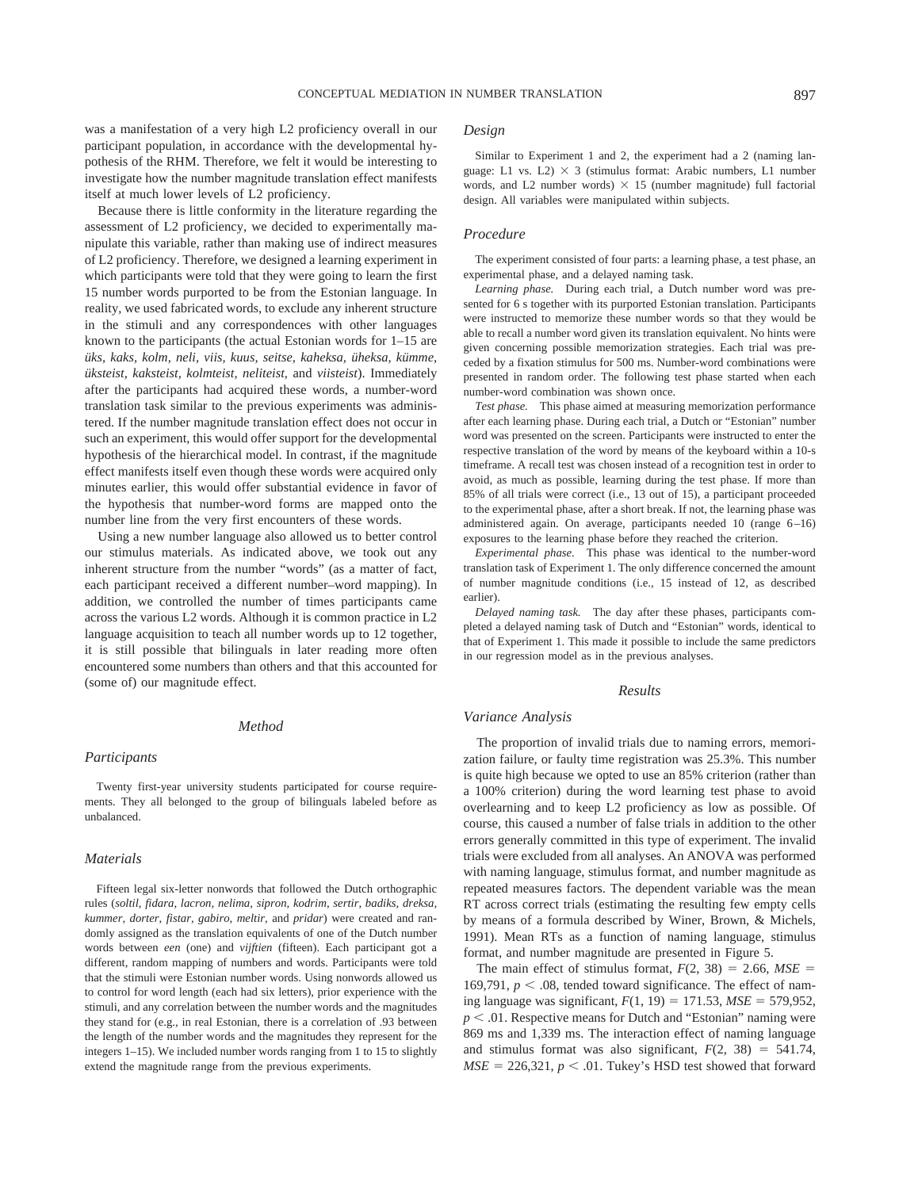was a manifestation of a very high L2 proficiency overall in our participant population, in accordance with the developmental hypothesis of the RHM. Therefore, we felt it would be interesting to investigate how the number magnitude translation effect manifests itself at much lower levels of L2 proficiency.

Because there is little conformity in the literature regarding the assessment of L2 proficiency, we decided to experimentally manipulate this variable, rather than making use of indirect measures of L2 proficiency. Therefore, we designed a learning experiment in which participants were told that they were going to learn the first 15 number words purported to be from the Estonian language. In reality, we used fabricated words, to exclude any inherent structure in the stimuli and any correspondences with other languages known to the participants (the actual Estonian words for 1–15 are *üks, kaks, kolm, neli, viis, kuus, seitse, kaheksa, üheksa, kümme, üksteist, kaksteist, kolmteist, neliteist,* and *viisteist*). Immediately after the participants had acquired these words, a number-word translation task similar to the previous experiments was administered. If the number magnitude translation effect does not occur in such an experiment, this would offer support for the developmental hypothesis of the hierarchical model. In contrast, if the magnitude effect manifests itself even though these words were acquired only minutes earlier, this would offer substantial evidence in favor of the hypothesis that number-word forms are mapped onto the number line from the very first encounters of these words.

Using a new number language also allowed us to better control our stimulus materials. As indicated above, we took out any inherent structure from the number "words" (as a matter of fact, each participant received a different number–word mapping). In addition, we controlled the number of times participants came across the various L2 words. Although it is common practice in L2 language acquisition to teach all number words up to 12 together, it is still possible that bilinguals in later reading more often encountered some numbers than others and that this accounted for (some of) our magnitude effect.

## Method

### Participants

Twenty first-year university students participated for course requirements. They all belonged to the group of bilinguals labeled before as unbalanced.

### Materials

Fifteen legal six-letter nonwords that followed the Dutch orthographic rules (*soltil, fidara, lacron, nelima, sipron, kodrim, sertir, badiks, dreksa, kummer, dorter, fistar, gabiro, meltir,* and *pridar*) were created and randomly assigned as the translation equivalents of one of the Dutch number words between *een* (one) and *vijftien* (fifteen). Each participant got a different, random mapping of numbers and words. Participants were told that the stimuli were Estonian number words. Using nonwords allowed us to control for word length (each had six letters), prior experience with the stimuli, and any correlation between the number words and the magnitudes they stand for (e.g., in real Estonian, there is a correlation of .93 between the length of the number words and the magnitudes they represent for the integers 1–15). We included number words ranging from 1 to 15 to slightly extend the magnitude range from the previous experiments.

### Design

Similar to Experiment 1 and 2, the experiment had a 2 (naming language: L1 vs. L2) × 3 (stimulus format: Arabic numbers, L1 number words, and L2 number words) × 15 (number magnitude) full factorial design. All variables were manipulated within subjects.

### Procedure

The experiment consisted of four parts: a learning phase, a test phase, an experimental phase, and a delayed naming task.

*Learning phase.* During each trial, a Dutch number word was presented for 6 s together with its purported Estonian translation. Participants were instructed to memorize these number words so that they would be able to recall a number word given its translation equivalent. No hints were given concerning possible memorization strategies. Each trial was preceded by a fixation stimulus for 500 ms. Number-word combinations were presented in random order. The following test phase started when each number-word combination was shown once.

*Test phase.* This phase aimed at measuring memorization performance after each learning phase. During each trial, a Dutch or "Estonian" number word was presented on the screen. Participants were instructed to enter the respective translation of the word by means of the keyboard within a 10-s timeframe. A recall test was chosen instead of a recognition test in order to avoid, as much as possible, learning during the test phase. If more than 85% of all trials were correct (i.e., 13 out of 15), a participant proceeded to the experimental phase, after a short break. If not, the learning phase was administered again. On average, participants needed 10 (range 6–16) exposures to the learning phase before they reached the criterion.

*Experimental phase.* This phase was identical to the number-word translation task of Experiment 1. The only difference concerned the amount of number magnitude conditions (i.e., 15 instead of 12, as described earlier).

*Delayed naming task.* The day after these phases, participants completed a delayed naming task of Dutch and "Estonian" words, identical to that of Experiment 1. This made it possible to include the same predictors in our regression model as in the previous analyses.

## Results

### Variance Analysis

The proportion of invalid trials due to naming errors, memorization failure, or faulty time registration was 25.3%. This number is quite high because we opted to use an 85% criterion (rather than a 100% criterion) during the word learning test phase to avoid overlearning and to keep L2 proficiency as low as possible. Of course, this caused a number of false trials in addition to the other errors generally committed in this type of experiment. The invalid trials were excluded from all analyses. An ANOVA was performed with naming language, stimulus format, and number magnitude as repeated measures factors. The dependent variable was the mean RT across correct trials (estimating the resulting few empty cells by means of a formula described by Winer, Brown, & Michels, 1991). Mean RTs as a function of naming language, stimulus format, and number magnitude are presented in Figure 5.

The main effect of stimulus format, $F(2, 38) = 2.66$, $MSE = 169{,}791$, $p < .08$, tended toward significance. The effect of naming language was significant, $F(1, 19) = 171.53$, $MSE = 579{,}952$, $p < .01$. Respective means for Dutch and "Estonian" naming were 869 ms and 1,339 ms. The interaction effect of naming language and stimulus format was also significant, $F(2, 38) = 541.74$, $MSE = 226{,}321$, $p < .01$. Tukey's HSD test showed that forward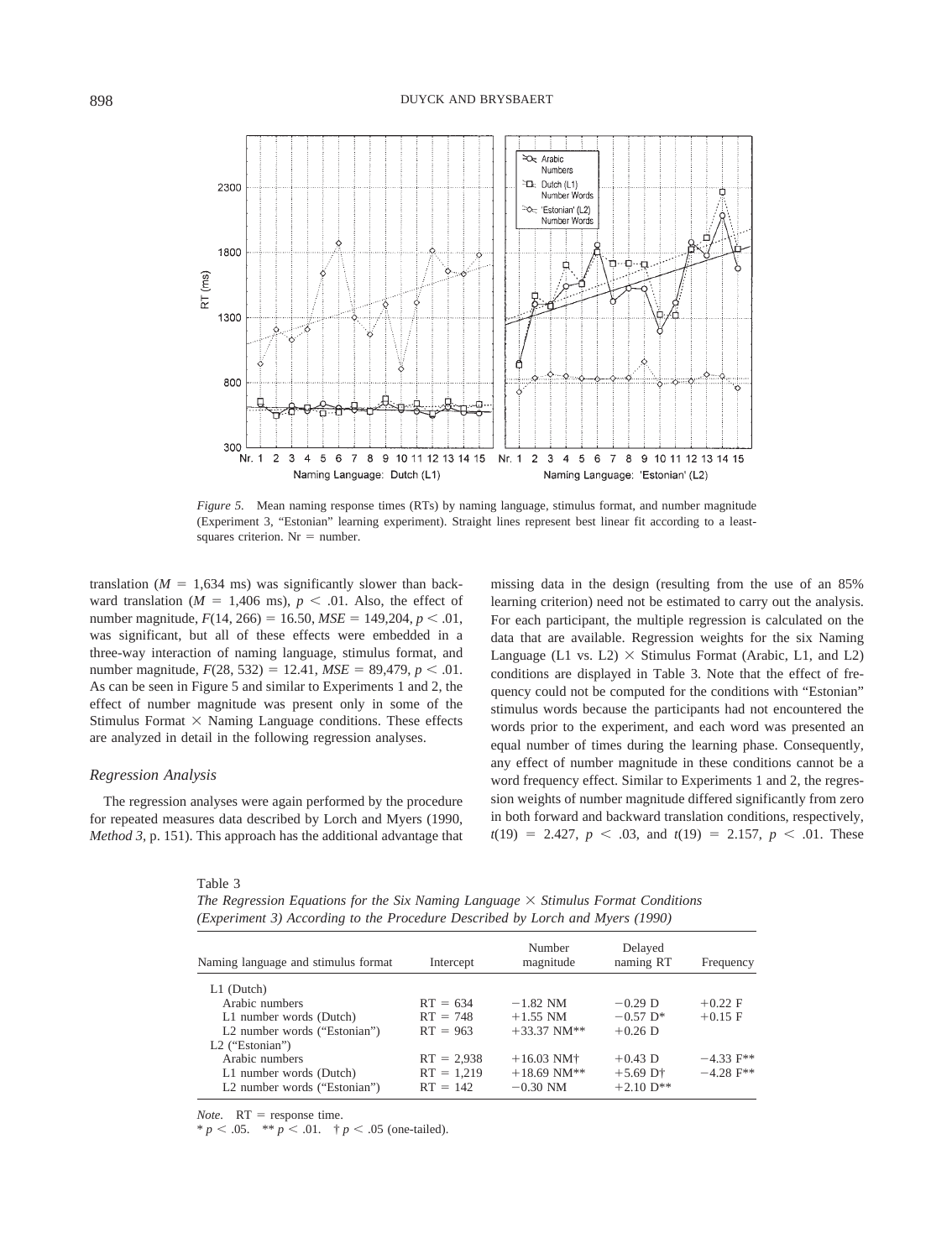*Figure 5.* Mean naming response times (RTs) by naming language, stimulus format, and number magnitude (Experiment 3, "Estonian" learning experiment). Straight lines represent best linear fit according to a least-squares criterion. Nr = number.

translation ($M$ = 1,634 ms) was significantly slower than backward translation ($M$ = 1,406 ms), $p < .01$. Also, the effect of number magnitude, $F(14, 266) = 16.50$, $MSE = 149{,}204$, $p < .01$, was significant, but all of these effects were embedded in a three-way interaction of naming language, stimulus format, and number magnitude, $F(28, 532) = 12.41$, $MSE = 89{,}479$, $p < .01$. As can be seen in Figure 5 and similar to Experiments 1 and 2, the effect of number magnitude was present only in some of the Stimulus Format × Naming Language conditions. These effects are analyzed in detail in the following regression analyses.

### Regression Analysis

The regression analyses were again performed by the procedure for repeated measures data described by Lorch and Myers (1990, *Method 3*, p. 151). This approach has the additional advantage that missing data in the design (resulting from the use of an 85% learning criterion) need not be estimated to carry out the analysis. For each participant, the multiple regression is calculated on the data that are available. Regression weights for the six Naming Language (L1 vs. L2) × Stimulus Format (Arabic, L1, and L2) conditions are displayed in Table 3. Note that the effect of frequency could not be computed for the conditions with "Estonian" stimulus words because the participants had not encountered the words prior to the experiment, and each word was presented an equal number of times during the learning phase. Consequently, any effect of number magnitude in these conditions cannot be a word frequency effect. Similar to Experiments 1 and 2, the regression weights of number magnitude differed significantly from zero in both forward and backward translation conditions, respectively, $t(19) = 2.427$, $p < .03$, and $t(19) = 2.157$, $p < .01$. These

Table 3
*The Regression Equations for the Six Naming Language × Stimulus Format Conditions (Experiment 3) According to the Procedure Described by Lorch and Myers (1990)*

| Naming language and stimulus format | Intercept | Number magnitude | Delayed naming RT | Frequency |
|---|---|---|---|---|
| L1 (Dutch) | | | | |
| Arabic numbers | RT = 634 | −1.82 NM | −0.29 D | +0.22 F |
| L1 number words (Dutch) | RT = 748 | +1.55 NM | −0.57 D* | +0.15 F |
| L2 number words ("Estonian") | RT = 963 | +33.37 NM** | +0.26 D | |
| L2 ("Estonian") | | | | |
| Arabic numbers | RT = 2,938 | +16.03 NM† | +0.43 D | −4.33 F** |
| L1 number words (Dutch) | RT = 1,219 | +18.69 NM** | +5.69 D† | −4.28 F** |
| L2 number words ("Estonian") | RT = 142 | −0.30 NM | +2.10 D** | |

*Note.* RT = response time.
* $p < .05$. ** $p < .01$. † $p < .05$ (one-tailed).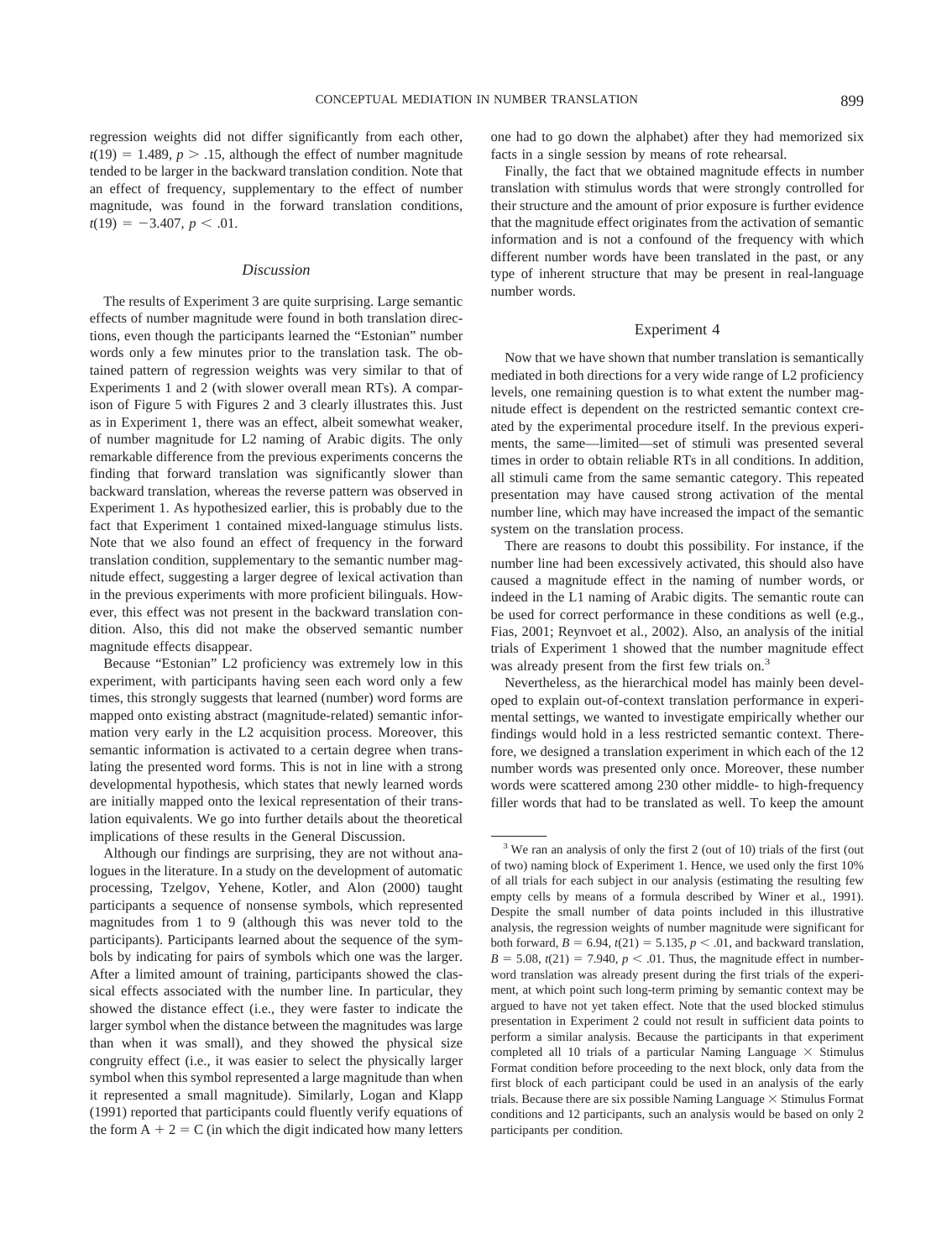regression weights did not differ significantly from each other, $t(19) = 1.489$, $p > .15$, although the effect of number magnitude tended to be larger in the backward translation condition. Note that an effect of frequency, supplementary to the effect of number magnitude, was found in the forward translation conditions, $t(19) = -3.407$, $p < .01$.

### Discussion

The results of Experiment 3 are quite surprising. Large semantic effects of number magnitude were found in both translation directions, even though the participants learned the "Estonian" number words only a few minutes prior to the translation task. The obtained pattern of regression weights was very similar to that of Experiments 1 and 2 (with slower overall mean RTs). A comparison of Figure 5 with Figures 2 and 3 clearly illustrates this. Just as in Experiment 1, there was an effect, albeit somewhat weaker, of number magnitude for L2 naming of Arabic digits. The only remarkable difference from the previous experiments concerns the finding that forward translation was significantly slower than backward translation, whereas the reverse pattern was observed in Experiment 1. As hypothesized earlier, this is probably due to the fact that Experiment 1 contained mixed-language stimulus lists. Note that we also found an effect of frequency in the forward translation condition, supplementary to the semantic number magnitude effect, suggesting a larger degree of lexical activation than in the previous experiments with more proficient bilinguals. However, this effect was not present in the backward translation condition. Also, this did not make the observed semantic number magnitude effects disappear.

Because "Estonian" L2 proficiency was extremely low in this experiment, with participants having seen each word only a few times, this strongly suggests that learned (number) word forms are mapped onto existing abstract (magnitude-related) semantic information very early in the L2 acquisition process. Moreover, this semantic information is activated to a certain degree when translating the presented word forms. This is not in line with a strong developmental hypothesis, which states that newly learned words are initially mapped onto the lexical representation of their translation equivalents. We go into further details about the theoretical implications of these results in the General Discussion.

Although our findings are surprising, they are not without analogues in the literature. In a study on the development of automatic processing, Tzelgov, Yehene, Kotler, and Alon (2000) taught participants a sequence of nonsense symbols, which represented magnitudes from 1 to 9 (although this was never told to the participants). Participants learned about the sequence of the symbols by indicating for pairs of symbols which one was the larger. After a limited amount of training, participants showed the classical effects associated with the number line. In particular, they showed the distance effect (i.e., they were faster to indicate the larger symbol when the distance between the magnitudes was large than when it was small), and they showed the physical size congruity effect (i.e., it was easier to select the physically larger symbol when this symbol represented a large magnitude than when it represented a small magnitude). Similarly, Logan and Klapp (1991) reported that participants could fluently verify equations of the form A + 2 = C (in which the digit indicated how many letters one had to go down the alphabet) after they had memorized six facts in a single session by means of rote rehearsal.

Finally, the fact that we obtained magnitude effects in number translation with stimulus words that were strongly controlled for their structure and the amount of prior exposure is further evidence that the magnitude effect originates from the activation of semantic information and is not a confound of the frequency with which different number words have been translated in the past, or any type of inherent structure that may be present in real-language number words.

## Experiment 4

Now that we have shown that number translation is semantically mediated in both directions for a very wide range of L2 proficiency levels, one remaining question is to what extent the number magnitude effect is dependent on the restricted semantic context created by the experimental procedure itself. In the previous experiments, the same—limited—set of stimuli was presented several times in order to obtain reliable RTs in all conditions. In addition, all stimuli came from the same semantic category. This repeated presentation may have caused strong activation of the mental number line, which may have increased the impact of the semantic system on the translation process.

There are reasons to doubt this possibility. For instance, if the number line had been excessively activated, this should also have caused a magnitude effect in the naming of number words, or indeed in the L1 naming of Arabic digits. The semantic route can be used for correct performance in these conditions as well (e.g., Fias, 2001; Reynvoet et al., 2002). Also, an analysis of the initial trials of Experiment 1 showed that the number magnitude effect was already present from the first few trials on.[3]

Nevertheless, as the hierarchical model has mainly been developed to explain out-of-context translation performance in experimental settings, we wanted to investigate empirically whether our findings would hold in a less restricted semantic context. Therefore, we designed a translation experiment in which each of the 12 number words was presented only once. Moreover, these number words were scattered among 230 other middle- to high-frequency filler words that had to be translated as well. To keep the amount

---

[3] We ran an analysis of only the first 2 (out of 10) trials of the first (out of two) naming block of Experiment 1. Hence, we used only the first 10% of all trials for each subject in our analysis (estimating the resulting few empty cells by means of a formula described by Winer et al., 1991). Despite the small number of data points included in this illustrative analysis, the regression weights of number magnitude were significant for both forward, $B = 6.94$, $t(21) = 5.135$, $p < .01$, and backward translation, $B = 5.08$, $t(21) = 7.940$, $p < .01$. Thus, the magnitude effect in number-word translation was already present during the first trials of the experiment, at which point such long-term priming by semantic context may be argued to have not yet taken effect. Note that the used blocked stimulus presentation in Experiment 2 could not result in sufficient data points to perform a similar analysis. Because the participants in that experiment completed all 10 trials of a particular Naming Language × Stimulus Format condition before proceeding to the next block, only data from the first block of each participant could be used in an analysis of the early trials. Because there are six possible Naming Language × Stimulus Format conditions and 12 participants, such an analysis would be based on only 2 participants per condition.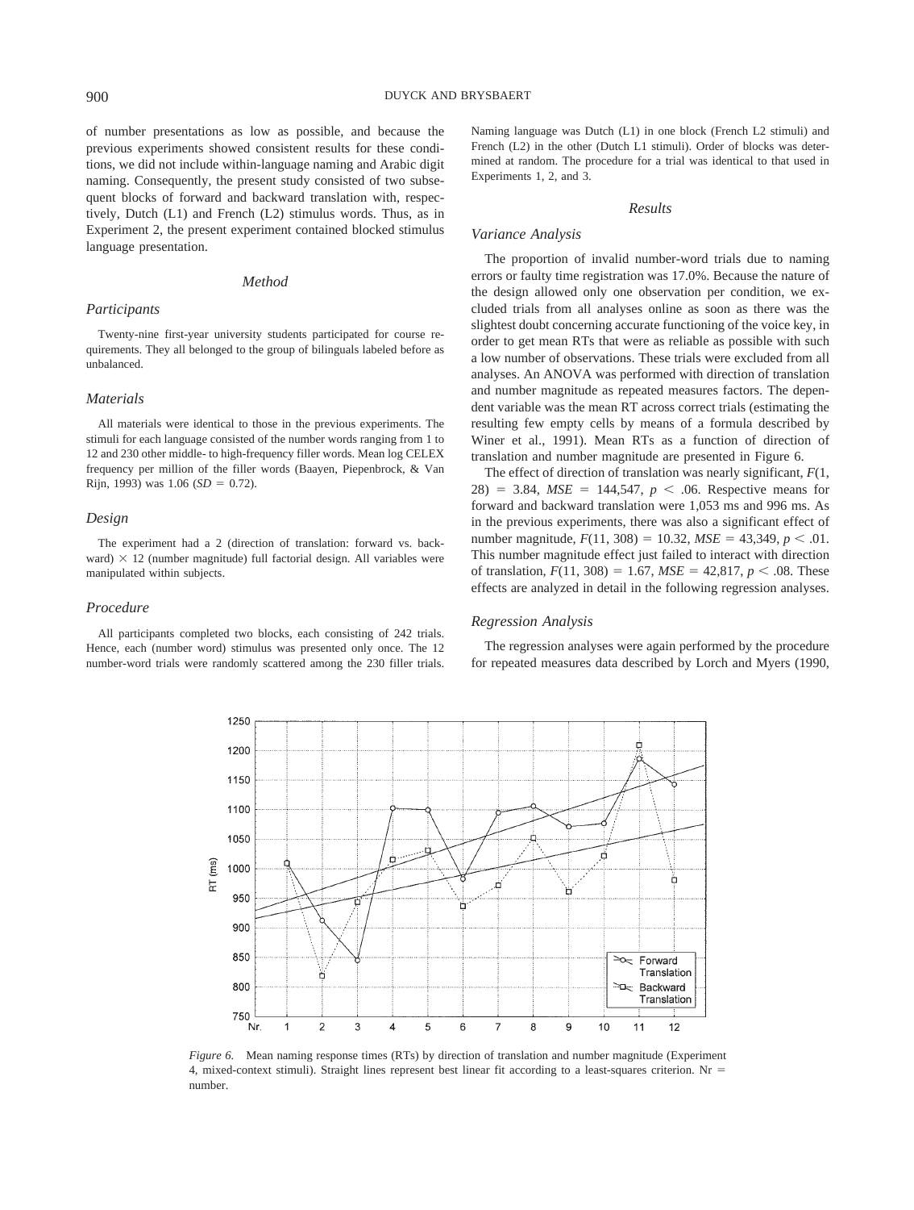of number presentations as low as possible, and because the previous experiments showed consistent results for these conditions, we did not include within-language naming and Arabic digit naming. Consequently, the present study consisted of two subsequent blocks of forward and backward translation with, respectively, Dutch (L1) and French (L2) stimulus words. Thus, as in Experiment 2, the present experiment contained blocked stimulus language presentation.

## Method

### Participants

Twenty-nine first-year university students participated for course requirements. They all belonged to the group of bilinguals labeled before as unbalanced.

### Materials

All materials were identical to those in the previous experiments. The stimuli for each language consisted of the number words ranging from 1 to 12 and 230 other middle- to high-frequency filler words. Mean log CELEX frequency per million of the filler words (Baayen, Piepenbrock, & Van Rijn, 1993) was 1.06 ($SD = 0.72$).

### Design

The experiment had a 2 (direction of translation: forward vs. backward) × 12 (number magnitude) full factorial design. All variables were manipulated within subjects.

### Procedure

All participants completed two blocks, each consisting of 242 trials. Hence, each (number word) stimulus was presented only once. The 12 number-word trials were randomly scattered among the 230 filler trials. Naming language was Dutch (L1) in one block (French L2 stimuli) and French (L2) in the other (Dutch L1 stimuli). Order of blocks was determined at random. The procedure for a trial was identical to that used in Experiments 1, 2, and 3.

## Results

### Variance Analysis

The proportion of invalid number-word trials due to naming errors or faulty time registration was 17.0%. Because the nature of the design allowed only one observation per condition, we excluded trials from all analyses online as soon as there was the slightest doubt concerning accurate functioning of the voice key, in order to get mean RTs that were as reliable as possible with such a low number of observations. These trials were excluded from all analyses. An ANOVA was performed with direction of translation and number magnitude as repeated measures factors. The dependent variable was the mean RT across correct trials (estimating the resulting few empty cells by means of a formula described by Winer et al., 1991). Mean RTs as a function of direction of translation and number magnitude are presented in Figure 6.

The effect of direction of translation was nearly significant, $F(1, 28) = 3.84$, $MSE = 144{,}547$, $p < .06$. Respective means for forward and backward translation were 1,053 ms and 996 ms. As in the previous experiments, there was also a significant effect of number magnitude, $F(11, 308) = 10.32$, $MSE = 43{,}349$, $p < .01$. This number magnitude effect just failed to interact with direction of translation, $F(11, 308) = 1.67$, $MSE = 42{,}817$, $p < .08$. These effects are analyzed in detail in the following regression analyses.

### Regression Analysis

The regression analyses were again performed by the procedure for repeated measures data described by Lorch and Myers (1990,

*Figure 6.* Mean naming response times (RTs) by direction of translation and number magnitude (Experiment 4, mixed-context stimuli). Straight lines represent best linear fit according to a least-squares criterion. Nr = number.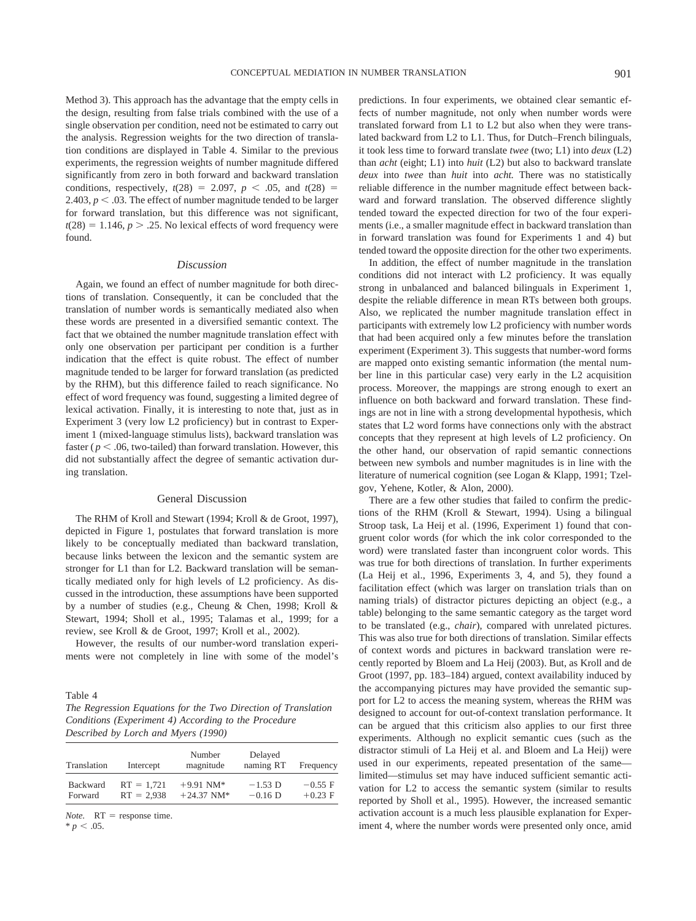Method 3). This approach has the advantage that the empty cells in the design, resulting from false trials combined with the use of a single observation per condition, need not be estimated to carry out the analysis. Regression weights for the two direction of translation conditions are displayed in Table 4. Similar to the previous experiments, the regression weights of number magnitude differed significantly from zero in both forward and backward translation conditions, respectively, $t(28) = 2.097$, $p < .05$, and $t(28) = 2.403$, $p < .03$. The effect of number magnitude tended to be larger for forward translation, but this difference was not significant, $t(28) = 1.146$, $p > .25$. No lexical effects of word frequency were found.

### Discussion

Again, we found an effect of number magnitude for both directions of translation. Consequently, it can be concluded that the translation of number words is semantically mediated also when these words are presented in a diversified semantic context. The fact that we obtained the number magnitude translation effect with only one observation per participant per condition is a further indication that the effect is quite robust. The effect of number magnitude tended to be larger for forward translation (as predicted by the RHM), but this difference failed to reach significance. No effect of word frequency was found, suggesting a limited degree of lexical activation. Finally, it is interesting to note that, just as in Experiment 3 (very low L2 proficiency) but in contrast to Experiment 1 (mixed-language stimulus lists), backward translation was faster ($p < .06$, two-tailed) than forward translation. However, this did not substantially affect the degree of semantic activation during translation.

## General Discussion

The RHM of Kroll and Stewart (1994; Kroll & de Groot, 1997), depicted in Figure 1, postulates that forward translation is more likely to be conceptually mediated than backward translation, because links between the lexicon and the semantic system are stronger for L1 than for L2. Backward translation will be semantically mediated only for high levels of L2 proficiency. As discussed in the introduction, these assumptions have been supported by a number of studies (e.g., Cheung & Chen, 1998; Kroll & Stewart, 1994; Sholl et al., 1995; Talamas et al., 1999; for a review, see Kroll & de Groot, 1997; Kroll et al., 2002).

However, the results of our number-word translation experiments were not completely in line with some of the model's predictions. In four experiments, we obtained clear semantic effects of number magnitude, not only when number words were translated forward from L1 to L2 but also when they were translated backward from L2 to L1. Thus, for Dutch–French bilinguals, it took less time to forward translate *twee* (two; L1) into *deux* (L2) than *acht* (eight; L1) into *huit* (L2) but also to backward translate *deux* into *twee* than *huit* into *acht.* There was no statistically reliable difference in the number magnitude effect between backward and forward translation. The observed difference slightly tended toward the expected direction for two of the four experiments (i.e., a smaller magnitude effect in backward translation than in forward translation was found for Experiments 1 and 4) but tended toward the opposite direction for the other two experiments.

In addition, the effect of number magnitude in the translation conditions did not interact with L2 proficiency. It was equally strong in unbalanced and balanced bilinguals in Experiment 1, despite the reliable difference in mean RTs between both groups. Also, we replicated the number magnitude translation effect in participants with extremely low L2 proficiency with number words that had been acquired only a few minutes before the translation experiment (Experiment 3). This suggests that number-word forms are mapped onto existing semantic information (the mental number line in this particular case) very early in the L2 acquisition process. Moreover, the mappings are strong enough to exert an influence on both backward and forward translation. These findings are not in line with a strong developmental hypothesis, which states that L2 word forms have connections only with the abstract concepts that they represent at high levels of L2 proficiency. On the other hand, our observation of rapid semantic connections between new symbols and number magnitudes is in line with the literature of numerical cognition (see Logan & Klapp, 1991; Tzelgov, Yehene, Kotler, & Alon, 2000).

There are a few other studies that failed to confirm the predictions of the RHM (Kroll & Stewart, 1994). Using a bilingual Stroop task, La Heij et al. (1996, Experiment 1) found that congruent color words (for which the ink color corresponded to the word) were translated faster than incongruent color words. This was true for both directions of translation. In further experiments (La Heij et al., 1996, Experiments 3, 4, and 5), they found a facilitation effect (which was larger on translation trials than on naming trials) of distractor pictures depicting an object (e.g., a table) belonging to the same semantic category as the target word to be translated (e.g., *chair*), compared with unrelated pictures. This was also true for both directions of translation. Similar effects of context words and pictures in backward translation were recently reported by Bloem and La Heij (2003). But, as Kroll and de Groot (1997, pp. 183–184) argued, context availability induced by the accompanying pictures may have provided the semantic support for L2 to access the meaning system, whereas the RHM was designed to account for out-of-context translation performance. It can be argued that this criticism also applies to our first three experiments. Although no explicit semantic cues (such as the distractor stimuli of La Heij et al. and Bloem and La Heij) were used in our experiments, repeated presentation of the same—limited—stimulus set may have induced sufficient semantic activation for L2 to access the semantic system (similar to results reported by Sholl et al., 1995). However, the increased semantic activation account is a much less plausible explanation for Experiment 4, where the number words were presented only once, amid

Table 4
*The Regression Equations for the Two Direction of Translation Conditions (Experiment 4) According to the Procedure Described by Lorch and Myers (1990)*

| Translation | Intercept | Number magnitude | Delayed naming RT | Frequency |
|---|---|---|---|---|
| Backward | RT = 1,721 | +9.91 NM* | −1.53 D | −0.55 F |
| Forward | RT = 2,938 | +24.37 NM* | −0.16 D | +0.23 F |

*Note.* RT = response time.
\* $p < .05$.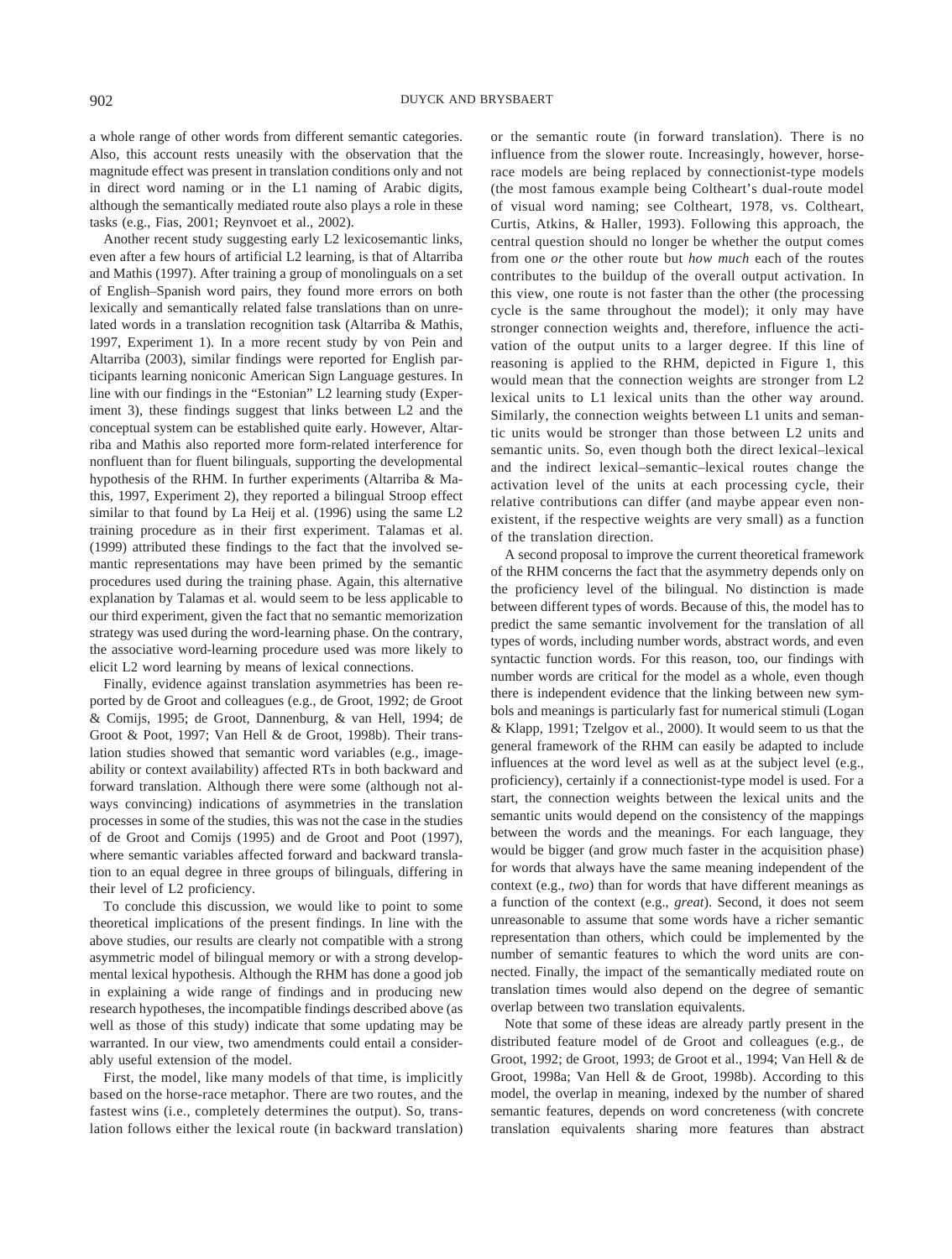a whole range of other words from different semantic categories. Also, this account rests uneasily with the observation that the magnitude effect was present in translation conditions only and not in direct word naming or in the L1 naming of Arabic digits, although the semantically mediated route also plays a role in these tasks (e.g., Fias, 2001; Reynvoet et al., 2002).

Another recent study suggesting early L2 lexicosemantic links, even after a few hours of artificial L2 learning, is that of Altarriba and Mathis (1997). After training a group of monolinguals on a set of English–Spanish word pairs, they found more errors on both lexically and semantically related false translations than on unrelated words in a translation recognition task (Altarriba & Mathis, 1997, Experiment 1). In a more recent study by von Pein and Altarriba (2003), similar findings were reported for English participants learning noniconic American Sign Language gestures. In line with our findings in the "Estonian" L2 learning study (Experiment 3), these findings suggest that links between L2 and the conceptual system can be established quite early. However, Altarriba and Mathis also reported more form-related interference for nonfluent than for fluent bilinguals, supporting the developmental hypothesis of the RHM. In further experiments (Altarriba & Mathis, 1997, Experiment 2), they reported a bilingual Stroop effect similar to that found by La Heij et al. (1996) using the same L2 training procedure as in their first experiment. Talamas et al. (1999) attributed these findings to the fact that the involved semantic representations may have been primed by the semantic procedures used during the training phase. Again, this alternative explanation by Talamas et al. would seem to be less applicable to our third experiment, given the fact that no semantic memorization strategy was used during the word-learning phase. On the contrary, the associative word-learning procedure used was more likely to elicit L2 word learning by means of lexical connections.

Finally, evidence against translation asymmetries has been reported by de Groot and colleagues (e.g., de Groot, 1992; de Groot & Comijs, 1995; de Groot, Dannenburg, & van Hell, 1994; de Groot & Poot, 1997; Van Hell & de Groot, 1998b). Their translation studies showed that semantic word variables (e.g., imageability or context availability) affected RTs in both backward and forward translation. Although there were some (although not always convincing) indications of asymmetries in the translation processes in some of the studies, this was not the case in the studies of de Groot and Comijs (1995) and de Groot and Poot (1997), where semantic variables affected forward and backward translation to an equal degree in three groups of bilinguals, differing in their level of L2 proficiency.

To conclude this discussion, we would like to point to some theoretical implications of the present findings. In line with the above studies, our results are clearly not compatible with a strong asymmetric model of bilingual memory or with a strong developmental lexical hypothesis. Although the RHM has done a good job in explaining a wide range of findings and in producing new research hypotheses, the incompatible findings described above (as well as those of this study) indicate that some updating may be warranted. In our view, two amendments could entail a considerably useful extension of the model.

First, the model, like many models of that time, is implicitly based on the horse-race metaphor. There are two routes, and the fastest wins (i.e., completely determines the output). So, translation follows either the lexical route (in backward translation) or the semantic route (in forward translation). There is no influence from the slower route. Increasingly, however, horse-race models are being replaced by connectionist-type models (the most famous example being Coltheart's dual-route model of visual word naming; see Coltheart, 1978, vs. Coltheart, Curtis, Atkins, & Haller, 1993). Following this approach, the central question should no longer be whether the output comes from one *or* the other route but *how much* each of the routes contributes to the buildup of the overall output activation. In this view, one route is not faster than the other (the processing cycle is the same throughout the model); it only may have stronger connection weights and, therefore, influence the activation of the output units to a larger degree. If this line of reasoning is applied to the RHM, depicted in Figure 1, this would mean that the connection weights are stronger from L2 lexical units to L1 lexical units than the other way around. Similarly, the connection weights between L1 units and semantic units would be stronger than those between L2 units and semantic units. So, even though both the direct lexical–lexical and the indirect lexical–semantic–lexical routes change the activation level of the units at each processing cycle, their relative contributions can differ (and maybe appear even nonexistent, if the respective weights are very small) as a function of the translation direction.

A second proposal to improve the current theoretical framework of the RHM concerns the fact that the asymmetry depends only on the proficiency level of the bilingual. No distinction is made between different types of words. Because of this, the model has to predict the same semantic involvement for the translation of all types of words, including number words, abstract words, and even syntactic function words. For this reason, too, our findings with number words are critical for the model as a whole, even though there is independent evidence that the linking between new symbols and meanings is particularly fast for numerical stimuli (Logan & Klapp, 1991; Tzelgov et al., 2000). It would seem to us that the general framework of the RHM can easily be adapted to include influences at the word level as well as at the subject level (e.g., proficiency), certainly if a connectionist-type model is used. For a start, the connection weights between the lexical units and the semantic units would depend on the consistency of the mappings between the words and the meanings. For each language, they would be bigger (and grow much faster in the acquisition phase) for words that always have the same meaning independent of the context (e.g., *two*) than for words that have different meanings as a function of the context (e.g., *great*). Second, it does not seem unreasonable to assume that some words have a richer semantic representation than others, which could be implemented by the number of semantic features to which the word units are connected. Finally, the impact of the semantically mediated route on translation times would also depend on the degree of semantic overlap between two translation equivalents.

Note that some of these ideas are already partly present in the distributed feature model of de Groot and colleagues (e.g., de Groot, 1992; de Groot, 1993; de Groot et al., 1994; Van Hell & de Groot, 1998a; Van Hell & de Groot, 1998b). According to this model, the overlap in meaning, indexed by the number of shared semantic features, depends on word concreteness (with concrete translation equivalents sharing more features than abstract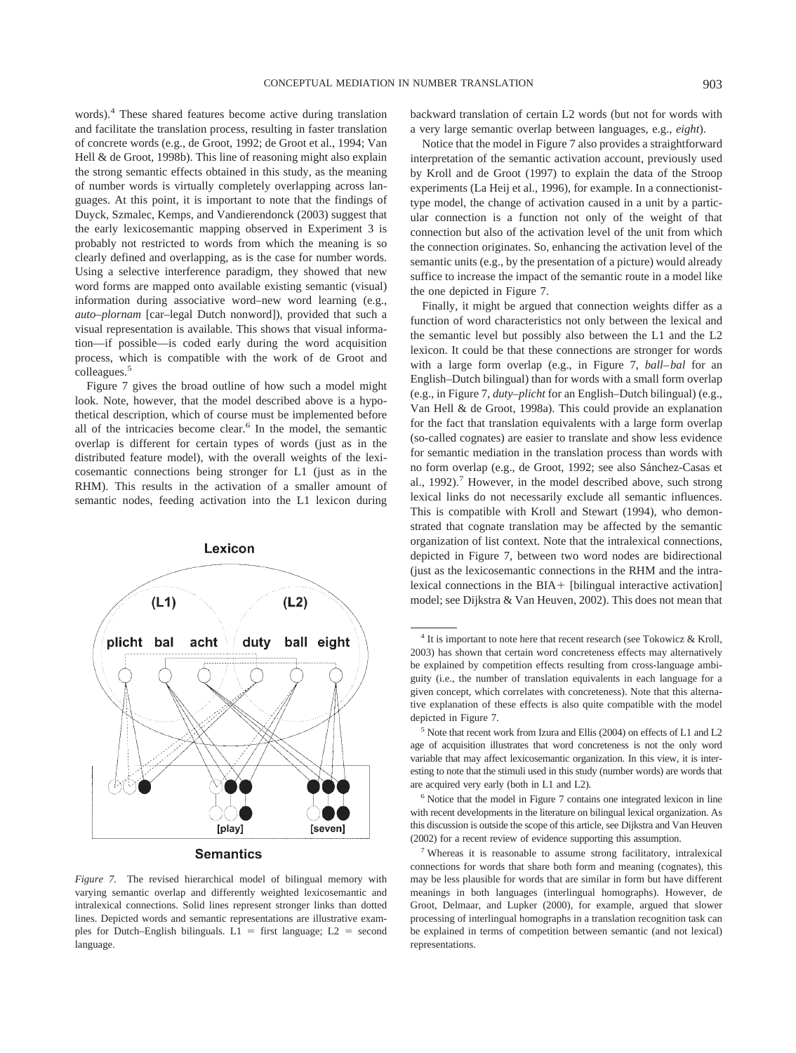words).[4] These shared features become active during translation and facilitate the translation process, resulting in faster translation of concrete words (e.g., de Groot, 1992; de Groot et al., 1994; Van Hell & de Groot, 1998b). This line of reasoning might also explain the strong semantic effects obtained in this study, as the meaning of number words is virtually completely overlapping across languages. At this point, it is important to note that the findings of Duyck, Szmalec, Kemps, and Vandierendonck (2003) suggest that the early lexicosemantic mapping observed in Experiment 3 is probably not restricted to words from which the meaning is so clearly defined and overlapping, as is the case for number words. Using a selective interference paradigm, they showed that new word forms are mapped onto available existing semantic (visual) information during associative word–new word learning (e.g., *auto–plornam* [car–legal Dutch nonword]), provided that such a visual representation is available. This shows that visual information—if possible—is coded early during the word acquisition process, which is compatible with the work of de Groot and colleagues.[5]

Figure 7 gives the broad outline of how such a model might look. Note, however, that the model described above is a hypothetical description, which of course must be implemented before all of the intricacies become clear.[6] In the model, the semantic overlap is different for certain types of words (just as in the distributed feature model), with the overall weights of the lexicosemantic connections being stronger for L1 (just as in the RHM). This results in the activation of a smaller amount of semantic nodes, feeding activation into the L1 lexicon during backward translation of certain L2 words (but not for words with a very large semantic overlap between languages, e.g., *eight*).

*Figure 7.* The revised hierarchical model of bilingual memory with varying semantic overlap and differently weighted lexicosemantic and intralexical connections. Solid lines represent stronger links than dotted lines. Depicted words and semantic representations are illustrative examples for Dutch–English bilinguals. L1 = first language; L2 = second language.

Notice that the model in Figure 7 also provides a straightforward interpretation of the semantic activation account, previously used by Kroll and de Groot (1997) to explain the data of the Stroop experiments (La Heij et al., 1996), for example. In a connectionist-type model, the change of activation caused in a unit by a particular connection is a function not only of the weight of that connection but also of the activation level of the unit from which the connection originates. So, enhancing the activation level of the semantic units (e.g., by the presentation of a picture) would already suffice to increase the impact of the semantic route in a model like the one depicted in Figure 7.

Finally, it might be argued that connection weights differ as a function of word characteristics not only between the lexical and the semantic level but possibly also between the L1 and the L2 lexicon. It could be that these connections are stronger for words with a large form overlap (e.g., in Figure 7, *ball–bal* for an English–Dutch bilingual) than for words with a small form overlap (e.g., in Figure 7, *duty–plicht* for an English–Dutch bilingual) (e.g., Van Hell & de Groot, 1998a). This could provide an explanation for the fact that translation equivalents with a large form overlap (so-called cognates) are easier to translate and show less evidence for semantic mediation in the translation process than words with no form overlap (e.g., de Groot, 1992; see also Sánchez-Casas et al., 1992).[7] However, in the model described above, such strong lexical links do not necessarily exclude all semantic influences. This is compatible with Kroll and Stewart (1994), who demonstrated that cognate translation may be affected by the semantic organization of list context. Note that the intralexical connections, depicted in Figure 7, between two word nodes are bidirectional (just as the lexicosemantic connections in the RHM and the intralexical connections in the BIA+ [bilingual interactive activation] model; see Dijkstra & Van Heuven, 2002). This does not mean that

---

[4] It is important to note here that recent research (see Tokowicz & Kroll, 2003) has shown that certain word concreteness effects may alternatively be explained by competition effects resulting from cross-language ambiguity (i.e., the number of translation equivalents in each language for a given concept, which correlates with concreteness). Note that this alternative explanation of these effects is also quite compatible with the model depicted in Figure 7.

[5] Note that recent work from Izura and Ellis (2004) on effects of L1 and L2 age of acquisition illustrates that word concreteness is not the only word variable that may affect lexicosemantic organization. In this view, it is interesting to note that the stimuli used in this study (number words) are words that are acquired very early (both in L1 and L2).

[6] Notice that the model in Figure 7 contains one integrated lexicon in line with recent developments in the literature on bilingual lexical organization. As this discussion is outside the scope of this article, see Dijkstra and Van Heuven (2002) for a recent review of evidence supporting this assumption.

[7] Whereas it is reasonable to assume strong facilitatory, intralexical connections for words that share both form and meaning (cognates), this may be less plausible for words that are similar in form but have different meanings in both languages (interlingual homographs). However, de Groot, Delmaar, and Lupker (2000), for example, argued that slower processing of interlingual homographs in a translation recognition task can be explained in terms of competition between semantic (and not lexical) representations.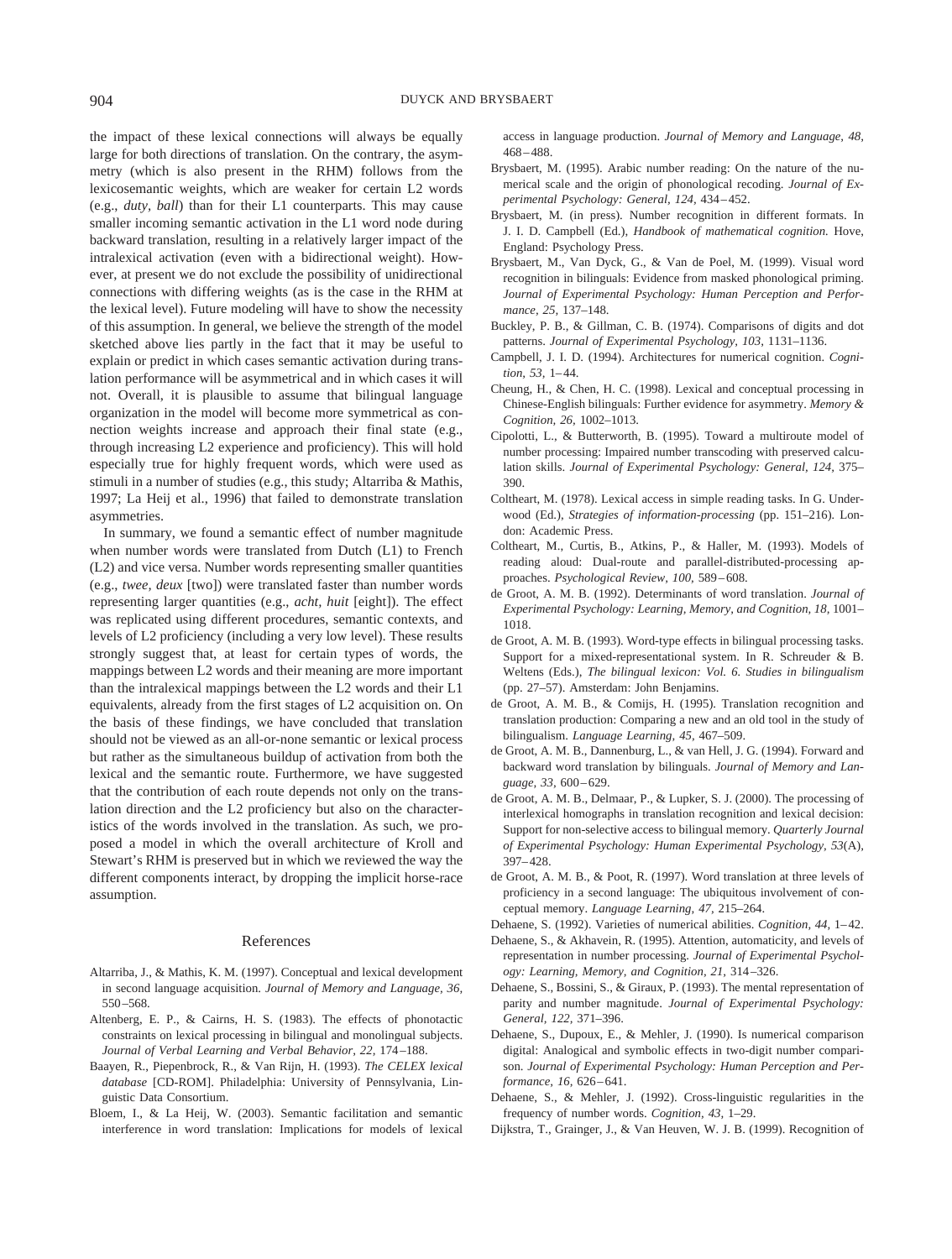the impact of these lexical connections will always be equally large for both directions of translation. On the contrary, the asymmetry (which is also present in the RHM) follows from the lexicosemantic weights, which are weaker for certain L2 words (e.g., *duty, ball*) than for their L1 counterparts. This may cause smaller incoming semantic activation in the L1 word node during backward translation, resulting in a relatively larger impact of the intralexical activation (even with a bidirectional weight). However, at present we do not exclude the possibility of unidirectional connections with differing weights (as is the case in the RHM at the lexical level). Future modeling will have to show the necessity of this assumption. In general, we believe the strength of the model sketched above lies partly in the fact that it may be useful to explain or predict in which cases semantic activation during translation performance will be asymmetrical and in which cases it will not. Overall, it is plausible to assume that bilingual language organization in the model will become more symmetrical as connection weights increase and approach their final state (e.g., through increasing L2 experience and proficiency). This will hold especially true for highly frequent words, which were used as stimuli in a number of studies (e.g., this study; Altarriba & Mathis, 1997; La Heij et al., 1996) that failed to demonstrate translation asymmetries.

In summary, we found a semantic effect of number magnitude when number words were translated from Dutch (L1) to French (L2) and vice versa. Number words representing smaller quantities (e.g., *twee, deux* [two]) were translated faster than number words representing larger quantities (e.g., *acht, huit* [eight]). The effect was replicated using different procedures, semantic contexts, and levels of L2 proficiency (including a very low level). These results strongly suggest that, at least for certain types of words, the mappings between L2 words and their meaning are more important than the intralexical mappings between the L2 words and their L1 equivalents, already from the first stages of L2 acquisition on. On the basis of these findings, we have concluded that translation should not be viewed as an all-or-none semantic or lexical process but rather as the simultaneous buildup of activation from both the lexical and the semantic route. Furthermore, we have suggested that the contribution of each route depends not only on the translation direction and the L2 proficiency but also on the characteristics of the words involved in the translation. As such, we proposed a model in which the overall architecture of Kroll and Stewart's RHM is preserved but in which we reviewed the way the different components interact, by dropping the implicit horse-race assumption.

## References

Altarriba, J., & Mathis, K. M. (1997). Conceptual and lexical development in second language acquisition. *Journal of Memory and Language, 36,* 550–568.

Altenberg, E. P., & Cairns, H. S. (1983). The effects of phonotactic constraints on lexical processing in bilingual and monolingual subjects. *Journal of Verbal Learning and Verbal Behavior, 22,* 174–188.

Baayen, R., Piepenbrock, R., & Van Rijn, H. (1993). *The CELEX lexical database* [CD-ROM]. Philadelphia: University of Pennsylvania, Linguistic Data Consortium.

Bloem, I., & La Heij, W. (2003). Semantic facilitation and semantic interference in word translation: Implications for models of lexical access in language production. *Journal of Memory and Language, 48,* 468–488.

Brysbaert, M. (1995). Arabic number reading: On the nature of the numerical scale and the origin of phonological recoding. *Journal of Experimental Psychology: General, 124,* 434–452.

Brysbaert, M. (in press). Number recognition in different formats. In J. I. D. Campbell (Ed.), *Handbook of mathematical cognition.* Hove, England: Psychology Press.

Brysbaert, M., Van Dyck, G., & Van de Poel, M. (1999). Visual word recognition in bilinguals: Evidence from masked phonological priming. *Journal of Experimental Psychology: Human Perception and Performance, 25,* 137–148.

Buckley, P. B., & Gillman, C. B. (1974). Comparisons of digits and dot patterns. *Journal of Experimental Psychology, 103,* 1131–1136.

Campbell, J. I. D. (1994). Architectures for numerical cognition. *Cognition, 53,* 1–44.

Cheung, H., & Chen, H. C. (1998). Lexical and conceptual processing in Chinese-English bilinguals: Further evidence for asymmetry. *Memory & Cognition, 26,* 1002–1013.

Cipolotti, L., & Butterworth, B. (1995). Toward a multiroute model of number processing: Impaired number transcoding with preserved calculation skills. *Journal of Experimental Psychology: General, 124,* 375–390.

Coltheart, M. (1978). Lexical access in simple reading tasks. In G. Underwood (Ed.), *Strategies of information-processing* (pp. 151–216). London: Academic Press.

Coltheart, M., Curtis, B., Atkins, P., & Haller, M. (1993). Models of reading aloud: Dual-route and parallel-distributed-processing approaches. *Psychological Review, 100,* 589–608.

de Groot, A. M. B. (1992). Determinants of word translation. *Journal of Experimental Psychology: Learning, Memory, and Cognition, 18,* 1001–1018.

de Groot, A. M. B. (1993). Word-type effects in bilingual processing tasks. Support for a mixed-representational system. In R. Schreuder & B. Weltens (Eds.), *The bilingual lexicon: Vol. 6. Studies in bilingualism* (pp. 27–57). Amsterdam: John Benjamins.

de Groot, A. M. B., & Comijs, H. (1995). Translation recognition and translation production: Comparing a new and an old tool in the study of bilingualism. *Language Learning, 45,* 467–509.

de Groot, A. M. B., Dannenburg, L., & van Hell, J. G. (1994). Forward and backward word translation by bilinguals. *Journal of Memory and Language, 33,* 600–629.

de Groot, A. M. B., Delmaar, P., & Lupker, S. J. (2000). The processing of interlexical homographs in translation recognition and lexical decision: Support for non-selective access to bilingual memory. *Quarterly Journal of Experimental Psychology: Human Experimental Psychology, 53*(A), 397–428.

de Groot, A. M. B., & Poot, R. (1997). Word translation at three levels of proficiency in a second language: The ubiquitous involvement of conceptual memory. *Language Learning, 47,* 215–264.

Dehaene, S. (1992). Varieties of numerical abilities. *Cognition, 44,* 1–42.

Dehaene, S., & Akhavein, R. (1995). Attention, automaticity, and levels of representation in number processing. *Journal of Experimental Psychology: Learning, Memory, and Cognition, 21,* 314–326.

Dehaene, S., Bossini, S., & Giraux, P. (1993). The mental representation of parity and number magnitude. *Journal of Experimental Psychology: General, 122,* 371–396.

Dehaene, S., Dupoux, E., & Mehler, J. (1990). Is numerical comparison digital: Analogical and symbolic effects in two-digit number comparison. *Journal of Experimental Psychology: Human Perception and Performance, 16,* 626–641.

Dehaene, S., & Mehler, J. (1992). Cross-linguistic regularities in the frequency of number words. *Cognition, 43,* 1–29.

Dijkstra, T., Grainger, J., & Van Heuven, W. J. B. (1999). Recognition of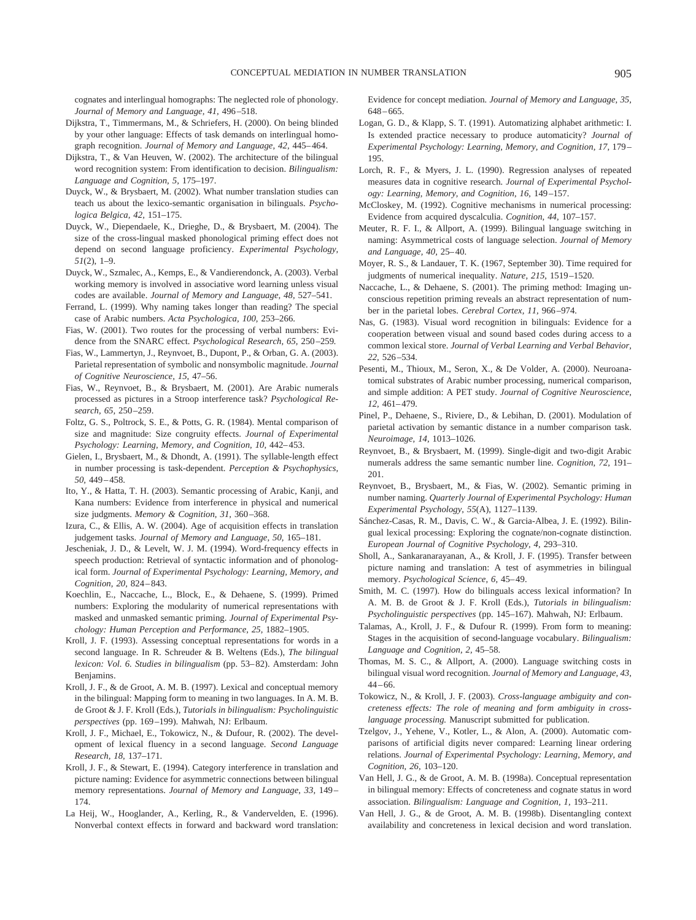cognates and interlingual homographs: The neglected role of phonology. *Journal of Memory and Language, 41,* 496–518.

Dijkstra, T., Timmermans, M., & Schriefers, H. (2000). On being blinded by your other language: Effects of task demands on interlingual homograph recognition. *Journal of Memory and Language, 42,* 445–464.

Dijkstra, T., & Van Heuven, W. (2002). The architecture of the bilingual word recognition system: From identification to decision. *Bilingualism: Language and Cognition, 5,* 175–197.

Duyck, W., & Brysbaert, M. (2002). What number translation studies can teach us about the lexico-semantic organisation in bilinguals. *Psychologica Belgica, 42,* 151–175.

Duyck, W., Diependaele, K., Drieghe, D., & Brysbaert, M. (2004). The size of the cross-lingual masked phonological priming effect does not depend on second language proficiency. *Experimental Psychology, 51*(2), 1–9.

Duyck, W., Szmalec, A., Kemps, E., & Vandierendonck, A. (2003). Verbal working memory is involved in associative word learning unless visual codes are available. *Journal of Memory and Language, 48,* 527–541.

Ferrand, L. (1999). Why naming takes longer than reading? The special case of Arabic numbers. *Acta Psychologica, 100,* 253–266.

Fias, W. (2001). Two routes for the processing of verbal numbers: Evidence from the SNARC effect. *Psychological Research, 65,* 250–259.

Fias, W., Lammertyn, J., Reynvoet, B., Dupont, P., & Orban, G. A. (2003). Parietal representation of symbolic and nonsymbolic magnitude. *Journal of Cognitive Neuroscience, 15,* 47–56.

Fias, W., Reynvoet, B., & Brysbaert, M. (2001). Are Arabic numerals processed as pictures in a Stroop interference task? *Psychological Research, 65,* 250–259.

Foltz, G. S., Poltrock, S. E., & Potts, G. R. (1984). Mental comparison of size and magnitude: Size congruity effects. *Journal of Experimental Psychology: Learning, Memory, and Cognition, 10,* 442–453.

Gielen, I., Brysbaert, M., & Dhondt, A. (1991). The syllable-length effect in number processing is task-dependent. *Perception & Psychophysics, 50,* 449–458.

Ito, Y., & Hatta, T. H. (2003). Semantic processing of Arabic, Kanji, and Kana numbers: Evidence from interference in physical and numerical size judgments. *Memory & Cognition, 31,* 360–368.

Izura, C., & Ellis, A. W. (2004). Age of acquisition effects in translation judgement tasks. *Journal of Memory and Language, 50,* 165–181.

Jescheniak, J. D., & Levelt, W. J. M. (1994). Word-frequency effects in speech production: Retrieval of syntactic information and of phonological form. *Journal of Experimental Psychology: Learning, Memory, and Cognition, 20,* 824–843.

Koechlin, E., Naccache, L., Block, E., & Dehaene, S. (1999). Primed numbers: Exploring the modularity of numerical representations with masked and unmasked semantic priming. *Journal of Experimental Psychology: Human Perception and Performance, 25,* 1882–1905.

Kroll, J. F. (1993). Assessing conceptual representations for words in a second language. In R. Schreuder & B. Weltens (Eds.), *The bilingual lexicon: Vol. 6. Studies in bilingualism* (pp. 53–82). Amsterdam: John Benjamins.

Kroll, J. F., & de Groot, A. M. B. (1997). Lexical and conceptual memory in the bilingual: Mapping form to meaning in two languages. In A. M. B. de Groot & J. F. Kroll (Eds.), *Tutorials in bilingualism: Psycholinguistic perspectives* (pp. 169–199). Mahwah, NJ: Erlbaum.

Kroll, J. F., Michael, E., Tokowicz, N., & Dufour, R. (2002). The development of lexical fluency in a second language. *Second Language Research, 18,* 137–171.

Kroll, J. F., & Stewart, E. (1994). Category interference in translation and picture naming: Evidence for asymmetric connections between bilingual memory representations. *Journal of Memory and Language, 33,* 149–174.

La Heij, W., Hooglander, A., Kerling, R., & Vandervelden, E. (1996). Nonverbal context effects in forward and backward word translation: Evidence for concept mediation. *Journal of Memory and Language, 35,* 648–665.

Logan, G. D., & Klapp, S. T. (1991). Automatizing alphabet arithmetic: I. Is extended practice necessary to produce automaticity? *Journal of Experimental Psychology: Learning, Memory, and Cognition, 17,* 179–195.

Lorch, R. F., & Myers, J. L. (1990). Regression analyses of repeated measures data in cognitive research. *Journal of Experimental Psychology: Learning, Memory, and Cognition, 16,* 149–157.

McCloskey, M. (1992). Cognitive mechanisms in numerical processing: Evidence from acquired dyscalculia. *Cognition, 44,* 107–157.

Meuter, R. F. I., & Allport, A. (1999). Bilingual language switching in naming: Asymmetrical costs of language selection. *Journal of Memory and Language, 40,* 25–40.

Moyer, R. S., & Landauer, T. K. (1967, September 30). Time required for judgments of numerical inequality. *Nature, 215,* 1519–1520.

Naccache, L., & Dehaene, S. (2001). The priming method: Imaging unconscious repetition priming reveals an abstract representation of number in the parietal lobes. *Cerebral Cortex, 11,* 966–974.

Nas, G. (1983). Visual word recognition in bilinguals: Evidence for a cooperation between visual and sound based codes during access to a common lexical store. *Journal of Verbal Learning and Verbal Behavior, 22,* 526–534.

Pesenti, M., Thioux, M., Seron, X., & De Volder, A. (2000). Neuroanatomical substrates of Arabic number processing, numerical comparison, and simple addition: A PET study. *Journal of Cognitive Neuroscience, 12,* 461–479.

Pinel, P., Dehaene, S., Riviere, D., & Lebihan, D. (2001). Modulation of parietal activation by semantic distance in a number comparison task. *Neuroimage, 14,* 1013–1026.

Reynvoet, B., & Brysbaert, M. (1999). Single-digit and two-digit Arabic numerals address the same semantic number line. *Cognition, 72,* 191–201.

Reynvoet, B., Brysbaert, M., & Fias, W. (2002). Semantic priming in number naming. *Quarterly Journal of Experimental Psychology: Human Experimental Psychology, 55*(A), 1127–1139.

Sánchez-Casas, R. M., Davis, C. W., & Garcia-Albea, J. E. (1992). Bilingual lexical processing: Exploring the cognate/non-cognate distinction. *European Journal of Cognitive Psychology, 4,* 293–310.

Sholl, A., Sankaranarayanan, A., & Kroll, J. F. (1995). Transfer between picture naming and translation: A test of asymmetries in bilingual memory. *Psychological Science, 6,* 45–49.

Smith, M. C. (1997). How do bilinguals access lexical information? In A. M. B. de Groot & J. F. Kroll (Eds.), *Tutorials in bilingualism: Psycholinguistic perspectives* (pp. 145–167). Mahwah, NJ: Erlbaum.

Talamas, A., Kroll, J. F., & Dufour R. (1999). From form to meaning: Stages in the acquisition of second-language vocabulary. *Bilingualism: Language and Cognition, 2,* 45–58.

Thomas, M. S. C., & Allport, A. (2000). Language switching costs in bilingual visual word recognition. *Journal of Memory and Language, 43,* 44–66.

Tokowicz, N., & Kroll, J. F. (2003). *Cross-language ambiguity and concreteness effects: The role of meaning and form ambiguity in cross-language processing.* Manuscript submitted for publication.

Tzelgov, J., Yehene, V., Kotler, L., & Alon, A. (2000). Automatic comparisons of artificial digits never compared: Learning linear ordering relations. *Journal of Experimental Psychology: Learning, Memory, and Cognition, 26,* 103–120.

Van Hell, J. G., & de Groot, A. M. B. (1998a). Conceptual representation in bilingual memory: Effects of concreteness and cognate status in word association. *Bilingualism: Language and Cognition, 1,* 193–211.

Van Hell, J. G., & de Groot, A. M. B. (1998b). Disentangling context availability and concreteness in lexical decision and word translation.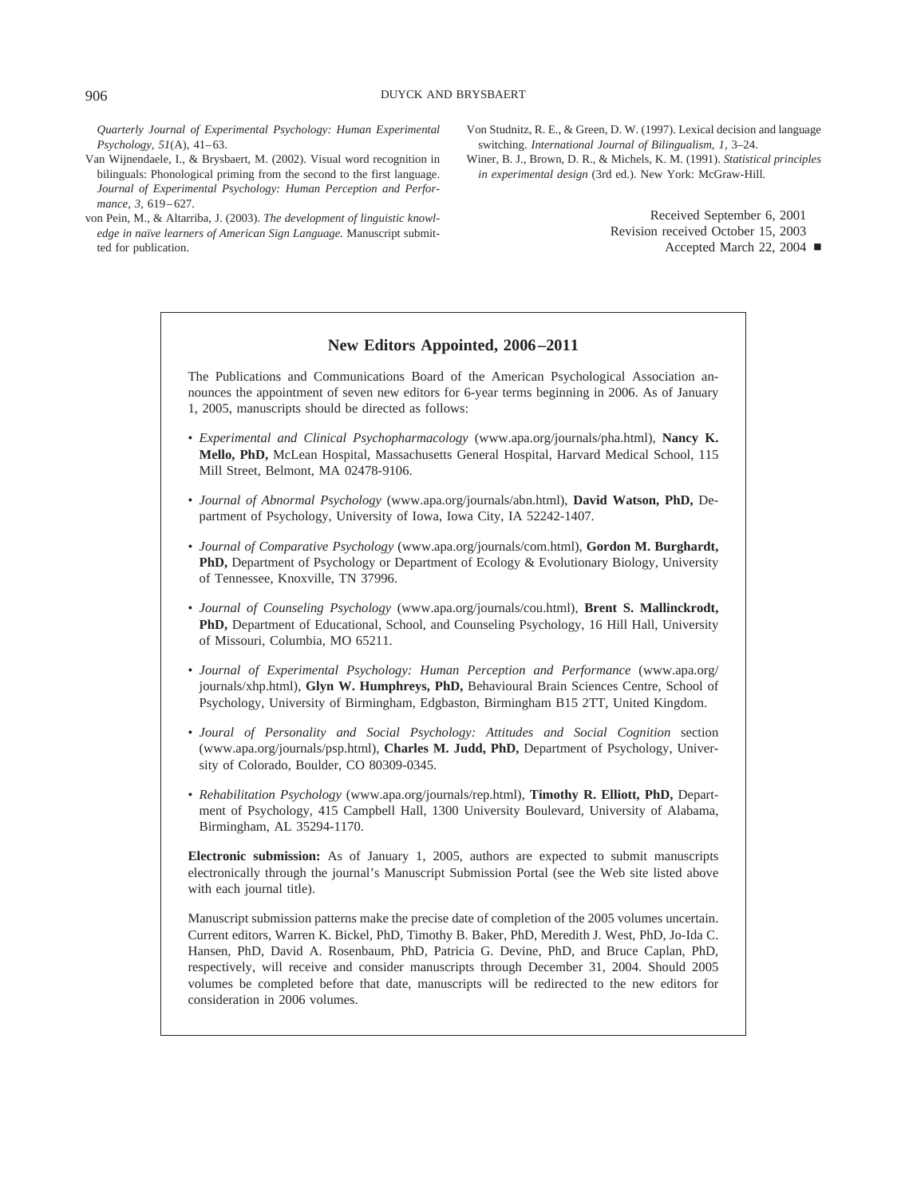*Quarterly Journal of Experimental Psychology: Human Experimental Psychology, 51*(A), 41–63.

Van Wijnendaele, I., & Brysbaert, M. (2002). Visual word recognition in bilinguals: Phonological priming from the second to the first language. *Journal of Experimental Psychology: Human Perception and Performance, 3,* 619–627.

von Pein, M., & Altarriba, J. (2003). *The development of linguistic knowledge in naïve learners of American Sign Language.* Manuscript submitted for publication.

Von Studnitz, R. E., & Green, D. W. (1997). Lexical decision and language switching. *International Journal of Bilingualism, 1,* 3–24.

Winer, B. J., Brown, D. R., & Michels, K. M. (1991). *Statistical principles in experimental design* (3rd ed.). New York: McGraw-Hill.

Received September 6, 2001
Revision received October 15, 2003
Accepted March 22, 2004 ■

## New Editors Appointed, 2006–2011

The Publications and Communications Board of the American Psychological Association announces the appointment of seven new editors for 6-year terms beginning in 2006. As of January 1, 2005, manuscripts should be directed as follows:

- *Experimental and Clinical Psychopharmacology* (www.apa.org/journals/pha.html), **Nancy K. Mello, PhD,** McLean Hospital, Massachusetts General Hospital, Harvard Medical School, 115 Mill Street, Belmont, MA 02478-9106.
- *Journal of Abnormal Psychology* (www.apa.org/journals/abn.html), **David Watson, PhD,** Department of Psychology, University of Iowa, Iowa City, IA 52242-1407.
- *Journal of Comparative Psychology* (www.apa.org/journals/com.html), **Gordon M. Burghardt, PhD,** Department of Psychology or Department of Ecology & Evolutionary Biology, University of Tennessee, Knoxville, TN 37996.
- *Journal of Counseling Psychology* (www.apa.org/journals/cou.html), **Brent S. Mallinckrodt, PhD,** Department of Educational, School, and Counseling Psychology, 16 Hill Hall, University of Missouri, Columbia, MO 65211.
- *Journal of Experimental Psychology: Human Perception and Performance* (www.apa.org/journals/xhp.html), **Glyn W. Humphreys, PhD,** Behavioural Brain Sciences Centre, School of Psychology, University of Birmingham, Edgbaston, Birmingham B15 2TT, United Kingdom.
- *Joural of Personality and Social Psychology: Attitudes and Social Cognition* section (www.apa.org/journals/psp.html), **Charles M. Judd, PhD,** Department of Psychology, University of Colorado, Boulder, CO 80309-0345.
- *Rehabilitation Psychology* (www.apa.org/journals/rep.html), **Timothy R. Elliott, PhD,** Department of Psychology, 415 Campbell Hall, 1300 University Boulevard, University of Alabama, Birmingham, AL 35294-1170.

**Electronic submission:** As of January 1, 2005, authors are expected to submit manuscripts electronically through the journal's Manuscript Submission Portal (see the Web site listed above with each journal title).

Manuscript submission patterns make the precise date of completion of the 2005 volumes uncertain. Current editors, Warren K. Bickel, PhD, Timothy B. Baker, PhD, Meredith J. West, PhD, Jo-Ida C. Hansen, PhD, David A. Rosenbaum, PhD, Patricia G. Devine, PhD, and Bruce Caplan, PhD, respectively, will receive and consider manuscripts through December 31, 2004. Should 2005 volumes be completed before that date, manuscripts will be redirected to the new editors for consideration in 2006 volumes.